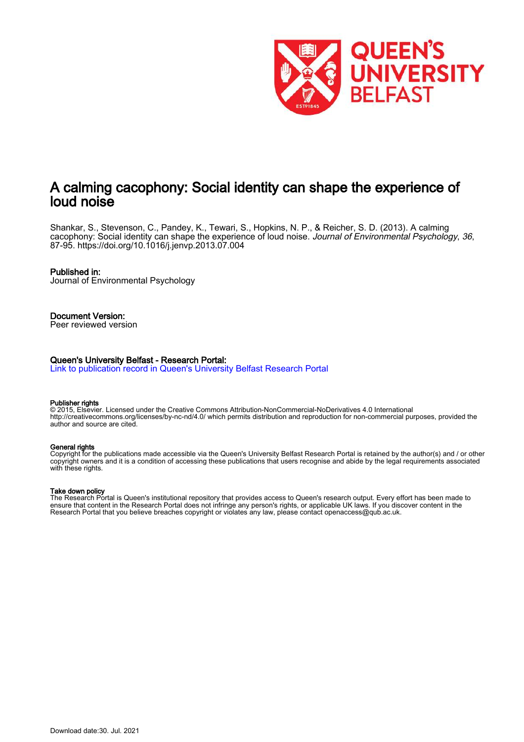# A calming cacophony: Social identity can shape the experience of loud noise

Shankar, S., Stevenson, C., Pandey, K., Tewari, S., Hopkins, N. P., & Reicher, S. D. (2013). A calming cacophony: Social identity can shape the experience of loud noise. *Journal of Environmental Psychology*, *36*, 87-95. https://doi.org/10.1016/j.jenvp.2013.07.004

**Published in:**
Journal of Environmental Psychology

**Document Version:**
Peer reviewed version

**Queen's University Belfast - Research Portal:**
Link to publication record in Queen's University Belfast Research Portal

**Publisher rights**
© 2015, Elsevier. Licensed under the Creative Commons Attribution-NonCommercial-NoDerivatives 4.0 International http://creativecommons.org/licenses/by-nc-nd/4.0/ which permits distribution and reproduction for non-commercial purposes, provided the author and source are cited.

**General rights**
Copyright for the publications made accessible via the Queen's University Belfast Research Portal is retained by the author(s) and / or other copyright owners and it is a condition of accessing these publications that users recognise and abide by the legal requirements associated with these rights.

**Take down policy**
The Research Portal is Queen's institutional repository that provides access to Queen's research output. Every effort has been made to ensure that content in the Research Portal does not infringe any person's rights, or applicable UK laws. If you discover content in the Research Portal that you believe breaches copyright or violates any law, please contact openaccess@qub.ac.uk.

Download date:30. Jul. 2021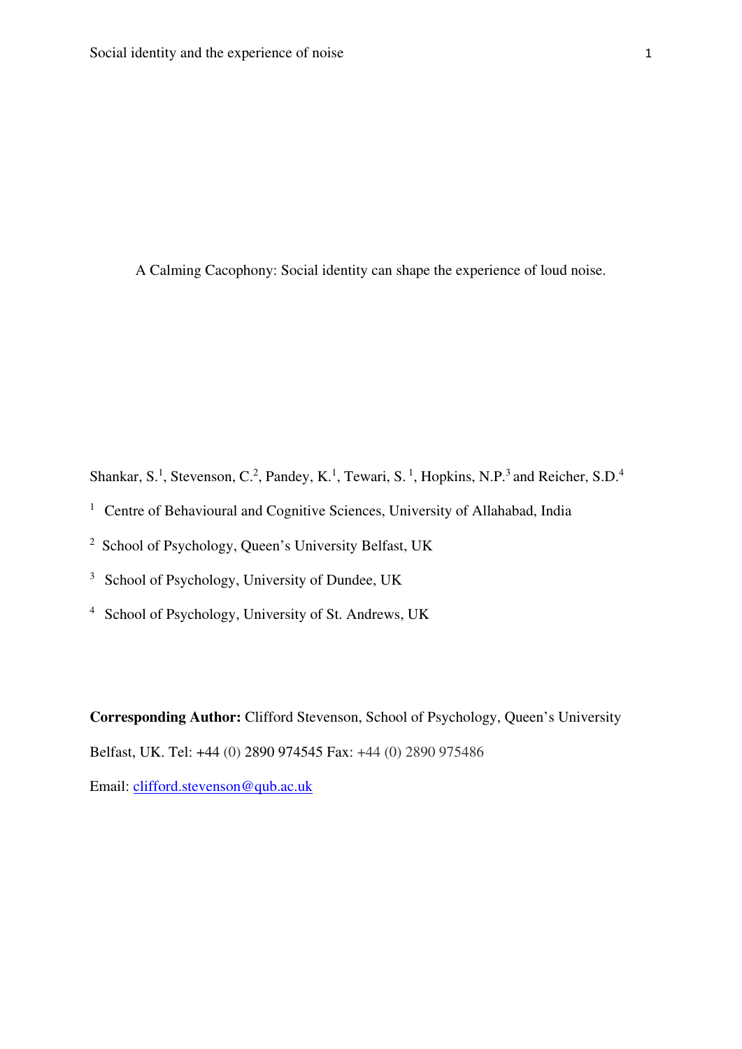A Calming Cacophony: Social identity can shape the experience of loud noise.

Shankar, S.[1], Stevenson, C.[2], Pandey, K.[1], Tewari, S. [1], Hopkins, N.P.[3] and Reicher, S.D.[4]

[1] Centre of Behavioural and Cognitive Sciences, University of Allahabad, India

[2] School of Psychology, Queen's University Belfast, UK

[3] School of Psychology, University of Dundee, UK

[4] School of Psychology, University of St. Andrews, UK

**Corresponding Author:** Clifford Stevenson, School of Psychology, Queen's University Belfast, UK. Tel: +44 (0) 2890 974545 Fax: +44 (0) 2890 975486

Email: clifford.stevenson@qub.ac.uk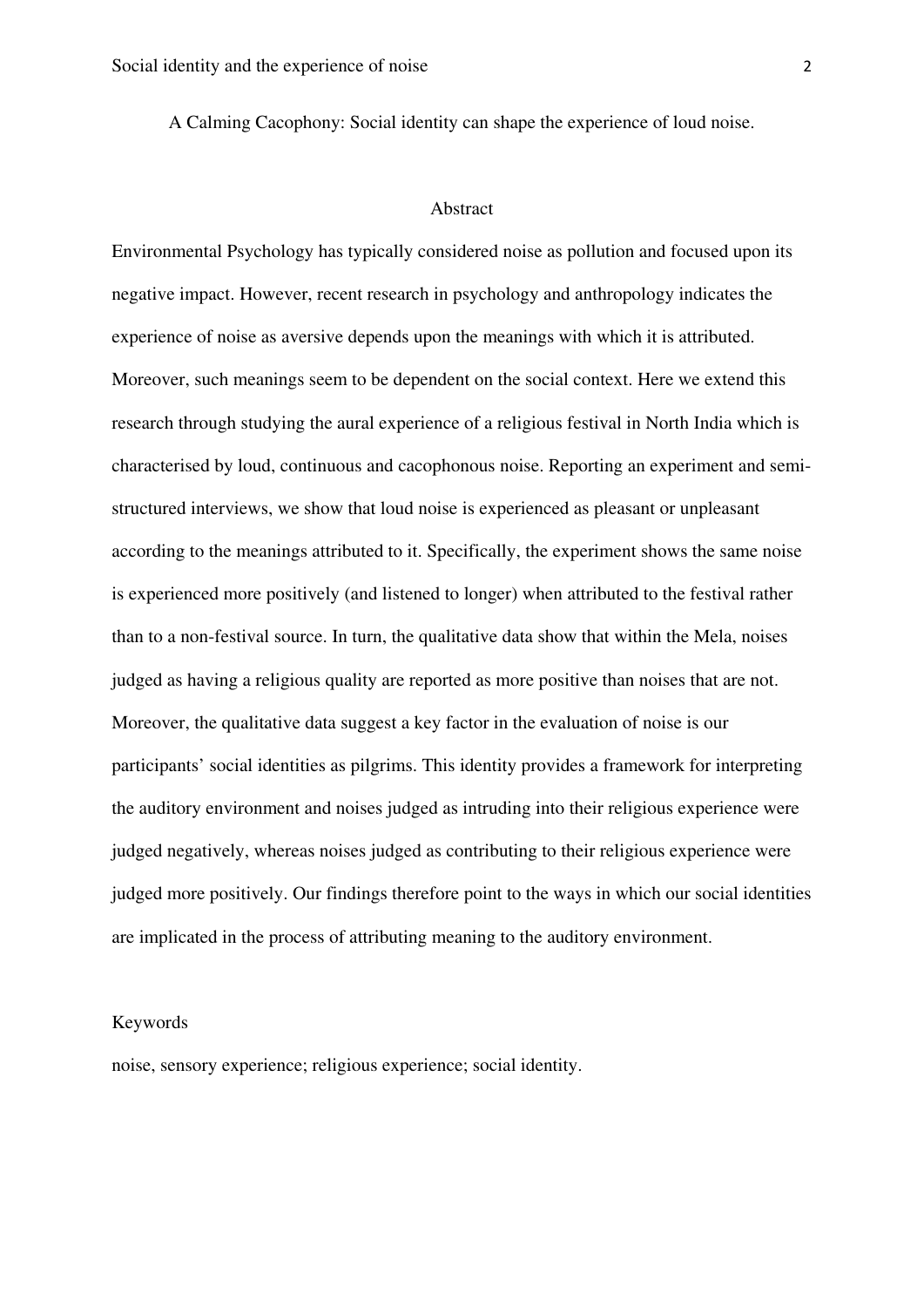A Calming Cacophony: Social identity can shape the experience of loud noise.

## Abstract

Environmental Psychology has typically considered noise as pollution and focused upon its negative impact. However, recent research in psychology and anthropology indicates the experience of noise as aversive depends upon the meanings with which it is attributed. Moreover, such meanings seem to be dependent on the social context. Here we extend this research through studying the aural experience of a religious festival in North India which is characterised by loud, continuous and cacophonous noise. Reporting an experiment and semi-structured interviews, we show that loud noise is experienced as pleasant or unpleasant according to the meanings attributed to it. Specifically, the experiment shows the same noise is experienced more positively (and listened to longer) when attributed to the festival rather than to a non-festival source. In turn, the qualitative data show that within the Mela, noises judged as having a religious quality are reported as more positive than noises that are not. Moreover, the qualitative data suggest a key factor in the evaluation of noise is our participants' social identities as pilgrims. This identity provides a framework for interpreting the auditory environment and noises judged as intruding into their religious experience were judged negatively, whereas noises judged as contributing to their religious experience were judged more positively. Our findings therefore point to the ways in which our social identities are implicated in the process of attributing meaning to the auditory environment.

Keywords

noise, sensory experience; religious experience; social identity.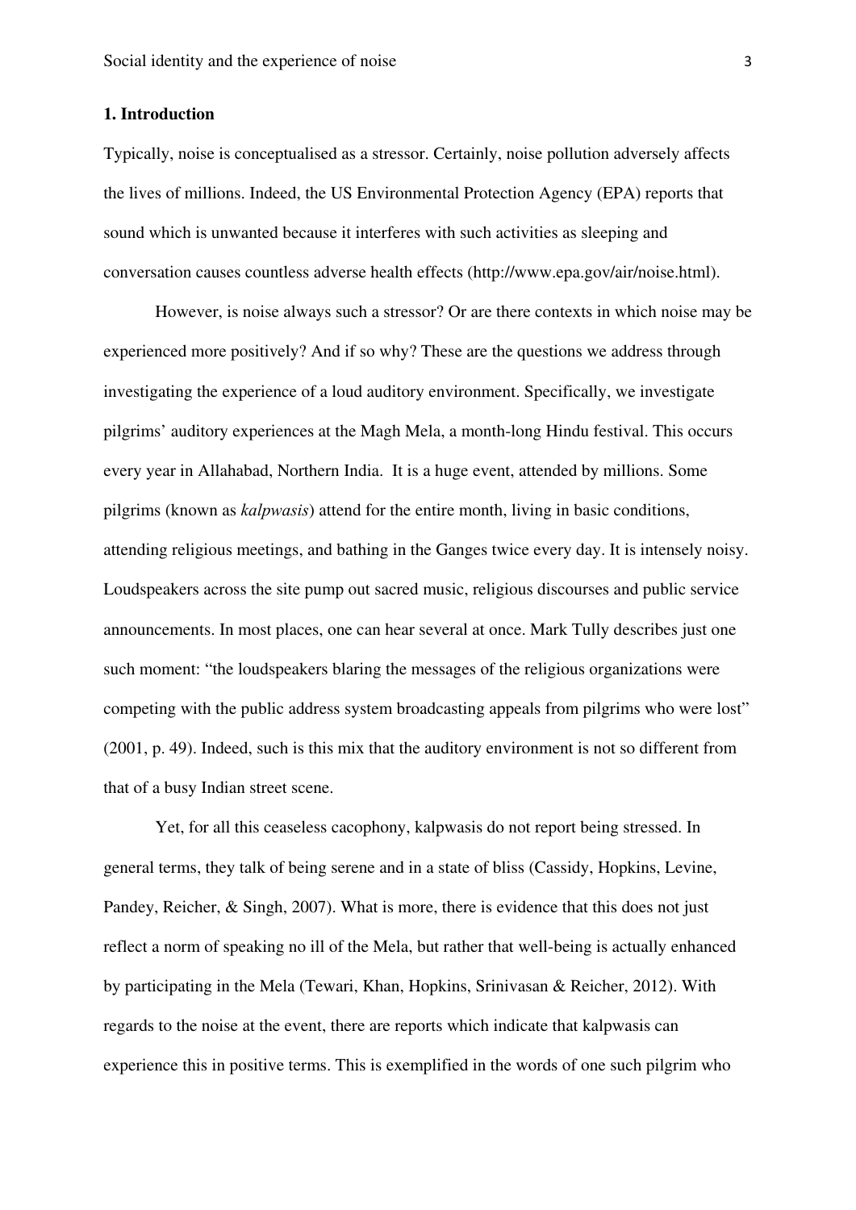## 1. Introduction

Typically, noise is conceptualised as a stressor. Certainly, noise pollution adversely affects the lives of millions. Indeed, the US Environmental Protection Agency (EPA) reports that sound which is unwanted because it interferes with such activities as sleeping and conversation causes countless adverse health effects (http://www.epa.gov/air/noise.html).

However, is noise always such a stressor? Or are there contexts in which noise may be experienced more positively? And if so why? These are the questions we address through investigating the experience of a loud auditory environment. Specifically, we investigate pilgrims' auditory experiences at the Magh Mela, a month-long Hindu festival. This occurs every year in Allahabad, Northern India. It is a huge event, attended by millions. Some pilgrims (known as *kalpwasis*) attend for the entire month, living in basic conditions, attending religious meetings, and bathing in the Ganges twice every day. It is intensely noisy. Loudspeakers across the site pump out sacred music, religious discourses and public service announcements. In most places, one can hear several at once. Mark Tully describes just one such moment: "the loudspeakers blaring the messages of the religious organizations were competing with the public address system broadcasting appeals from pilgrims who were lost" (2001, p. 49). Indeed, such is this mix that the auditory environment is not so different from that of a busy Indian street scene.

Yet, for all this ceaseless cacophony, kalpwasis do not report being stressed. In general terms, they talk of being serene and in a state of bliss (Cassidy, Hopkins, Levine, Pandey, Reicher, & Singh, 2007). What is more, there is evidence that this does not just reflect a norm of speaking no ill of the Mela, but rather that well-being is actually enhanced by participating in the Mela (Tewari, Khan, Hopkins, Srinivasan & Reicher, 2012). With regards to the noise at the event, there are reports which indicate that kalpwasis can experience this in positive terms. This is exemplified in the words of one such pilgrim who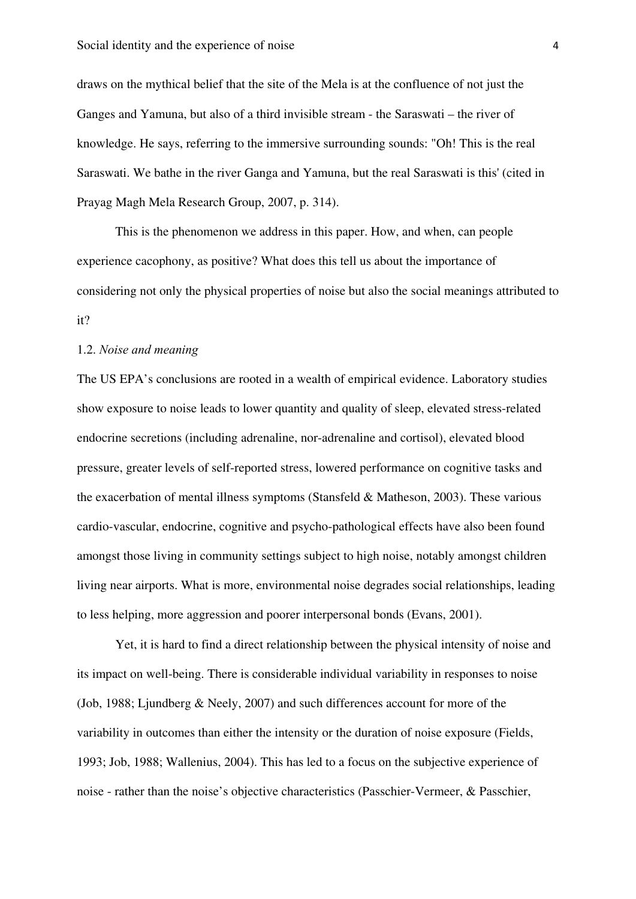draws on the mythical belief that the site of the Mela is at the confluence of not just the Ganges and Yamuna, but also of a third invisible stream - the Saraswati – the river of knowledge. He says, referring to the immersive surrounding sounds: "Oh! This is the real Saraswati. We bathe in the river Ganga and Yamuna, but the real Saraswati is this' (cited in Prayag Magh Mela Research Group, 2007, p. 314).

This is the phenomenon we address in this paper. How, and when, can people experience cacophony, as positive? What does this tell us about the importance of considering not only the physical properties of noise but also the social meanings attributed to it?

### 1.2. *Noise and meaning*

The US EPA's conclusions are rooted in a wealth of empirical evidence. Laboratory studies show exposure to noise leads to lower quantity and quality of sleep, elevated stress-related endocrine secretions (including adrenaline, nor-adrenaline and cortisol), elevated blood pressure, greater levels of self-reported stress, lowered performance on cognitive tasks and the exacerbation of mental illness symptoms (Stansfeld & Matheson, 2003). These various cardio-vascular, endocrine, cognitive and psycho-pathological effects have also been found amongst those living in community settings subject to high noise, notably amongst children living near airports. What is more, environmental noise degrades social relationships, leading to less helping, more aggression and poorer interpersonal bonds (Evans, 2001).

Yet, it is hard to find a direct relationship between the physical intensity of noise and its impact on well-being. There is considerable individual variability in responses to noise (Job, 1988; Ljundberg & Neely, 2007) and such differences account for more of the variability in outcomes than either the intensity or the duration of noise exposure (Fields, 1993; Job, 1988; Wallenius, 2004). This has led to a focus on the subjective experience of noise - rather than the noise's objective characteristics (Passchier-Vermeer, & Passchier,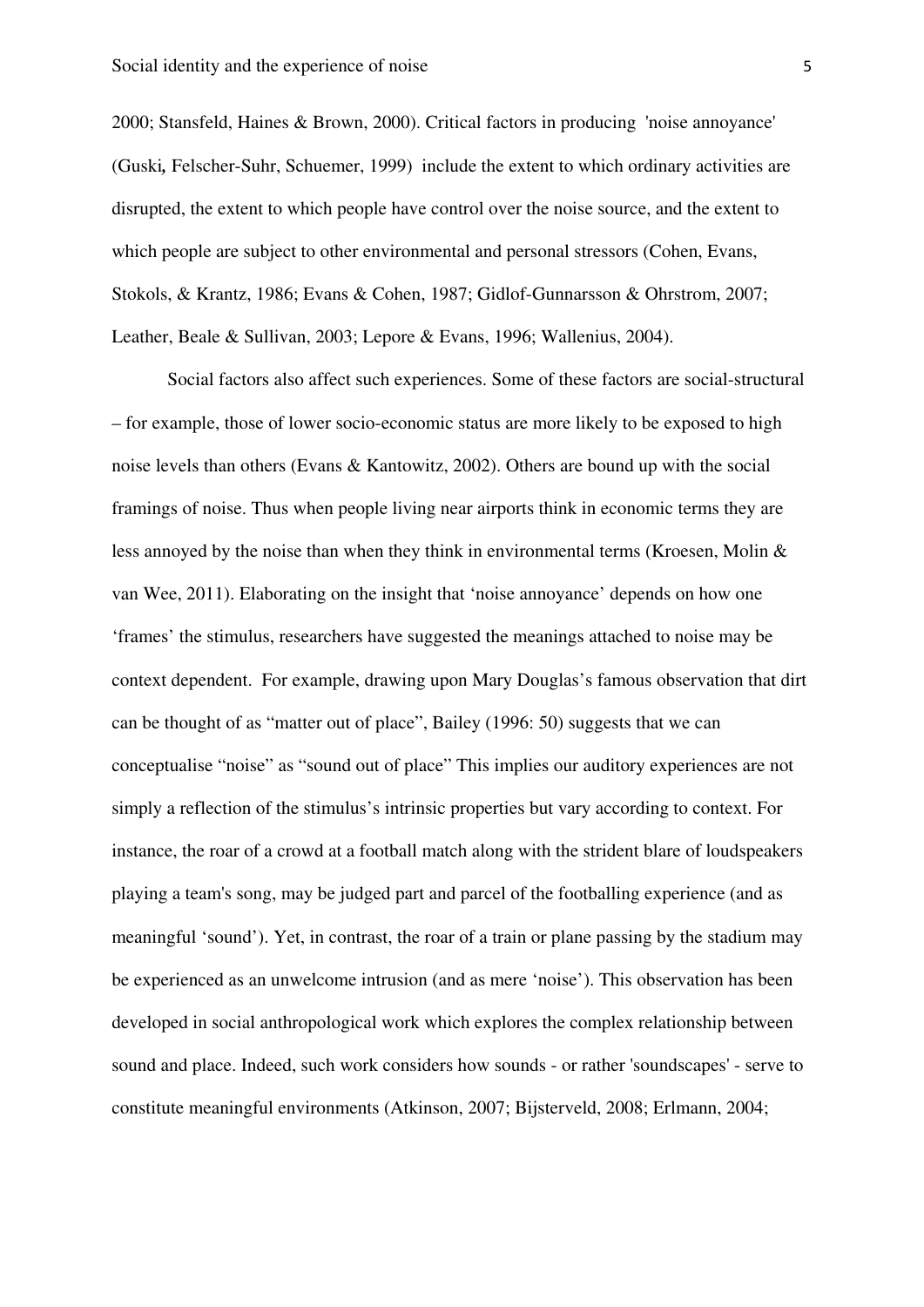2000; Stansfeld, Haines & Brown, 2000). Critical factors in producing 'noise annoyance' (Guski*,* Felscher-Suhr, Schuemer, 1999) include the extent to which ordinary activities are disrupted, the extent to which people have control over the noise source, and the extent to which people are subject to other environmental and personal stressors (Cohen, Evans, Stokols, & Krantz, 1986; Evans & Cohen, 1987; Gidlof-Gunnarsson & Ohrstrom, 2007; Leather, Beale & Sullivan, 2003; Lepore & Evans, 1996; Wallenius, 2004).

Social factors also affect such experiences. Some of these factors are social-structural – for example, those of lower socio-economic status are more likely to be exposed to high noise levels than others (Evans & Kantowitz, 2002). Others are bound up with the social framings of noise. Thus when people living near airports think in economic terms they are less annoyed by the noise than when they think in environmental terms (Kroesen, Molin & van Wee, 2011). Elaborating on the insight that 'noise annoyance' depends on how one 'frames' the stimulus, researchers have suggested the meanings attached to noise may be context dependent. For example, drawing upon Mary Douglas's famous observation that dirt can be thought of as "matter out of place", Bailey (1996: 50) suggests that we can conceptualise "noise" as "sound out of place" This implies our auditory experiences are not simply a reflection of the stimulus's intrinsic properties but vary according to context. For instance, the roar of a crowd at a football match along with the strident blare of loudspeakers playing a team's song, may be judged part and parcel of the footballing experience (and as meaningful 'sound'). Yet, in contrast, the roar of a train or plane passing by the stadium may be experienced as an unwelcome intrusion (and as mere 'noise'). This observation has been developed in social anthropological work which explores the complex relationship between sound and place. Indeed, such work considers how sounds - or rather 'soundscapes' - serve to constitute meaningful environments (Atkinson, 2007; Bijsterveld, 2008; Erlmann, 2004;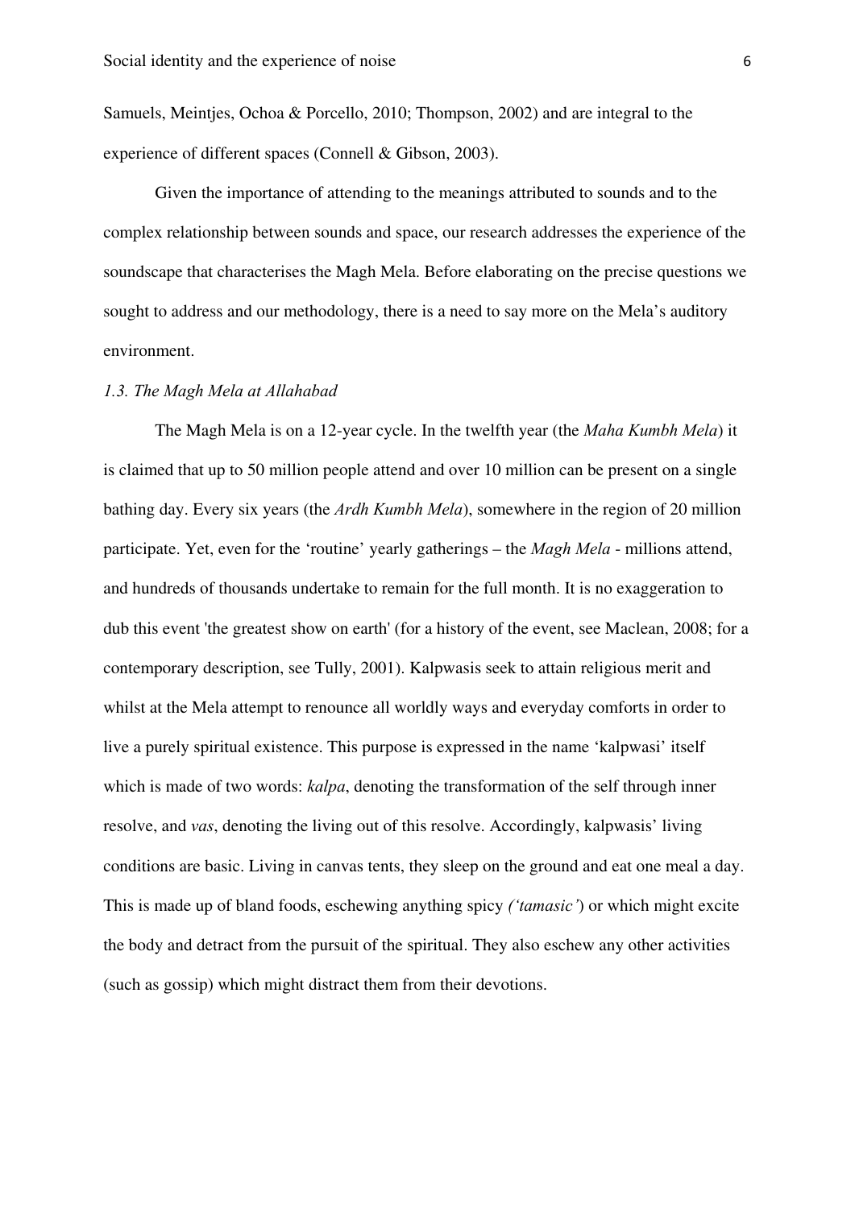Samuels, Meintjes, Ochoa & Porcello, 2010; Thompson, 2002) and are integral to the experience of different spaces (Connell & Gibson, 2003).

Given the importance of attending to the meanings attributed to sounds and to the complex relationship between sounds and space, our research addresses the experience of the soundscape that characterises the Magh Mela. Before elaborating on the precise questions we sought to address and our methodology, there is a need to say more on the Mela's auditory environment.

### *1.3. The Magh Mela at Allahabad*

The Magh Mela is on a 12-year cycle. In the twelfth year (the *Maha Kumbh Mela*) it is claimed that up to 50 million people attend and over 10 million can be present on a single bathing day. Every six years (the *Ardh Kumbh Mela*), somewhere in the region of 20 million participate. Yet, even for the 'routine' yearly gatherings – the *Magh Mela* - millions attend, and hundreds of thousands undertake to remain for the full month. It is no exaggeration to dub this event 'the greatest show on earth' (for a history of the event, see Maclean, 2008; for a contemporary description, see Tully, 2001). Kalpwasis seek to attain religious merit and whilst at the Mela attempt to renounce all worldly ways and everyday comforts in order to live a purely spiritual existence. This purpose is expressed in the name 'kalpwasi' itself which is made of two words: *kalpa*, denoting the transformation of the self through inner resolve, and *vas*, denoting the living out of this resolve. Accordingly, kalpwasis' living conditions are basic. Living in canvas tents, they sleep on the ground and eat one meal a day. This is made up of bland foods, eschewing anything spicy *('tamasic'*) or which might excite the body and detract from the pursuit of the spiritual. They also eschew any other activities (such as gossip) which might distract them from their devotions.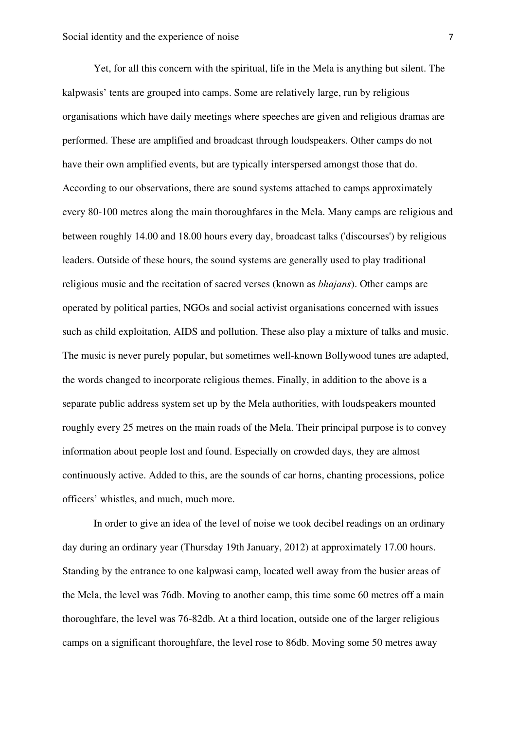Yet, for all this concern with the spiritual, life in the Mela is anything but silent. The kalpwasis' tents are grouped into camps. Some are relatively large, run by religious organisations which have daily meetings where speeches are given and religious dramas are performed. These are amplified and broadcast through loudspeakers. Other camps do not have their own amplified events, but are typically interspersed amongst those that do. According to our observations, there are sound systems attached to camps approximately every 80-100 metres along the main thoroughfares in the Mela. Many camps are religious and between roughly 14.00 and 18.00 hours every day, broadcast talks ('discourses') by religious leaders. Outside of these hours, the sound systems are generally used to play traditional religious music and the recitation of sacred verses (known as *bhajans*). Other camps are operated by political parties, NGOs and social activist organisations concerned with issues such as child exploitation, AIDS and pollution. These also play a mixture of talks and music. The music is never purely popular, but sometimes well-known Bollywood tunes are adapted, the words changed to incorporate religious themes. Finally, in addition to the above is a separate public address system set up by the Mela authorities, with loudspeakers mounted roughly every 25 metres on the main roads of the Mela. Their principal purpose is to convey information about people lost and found. Especially on crowded days, they are almost continuously active. Added to this, are the sounds of car horns, chanting processions, police officers' whistles, and much, much more.

In order to give an idea of the level of noise we took decibel readings on an ordinary day during an ordinary year (Thursday 19th January, 2012) at approximately 17.00 hours. Standing by the entrance to one kalpwasi camp, located well away from the busier areas of the Mela, the level was 76db. Moving to another camp, this time some 60 metres off a main thoroughfare, the level was 76-82db. At a third location, outside one of the larger religious camps on a significant thoroughfare, the level rose to 86db. Moving some 50 metres away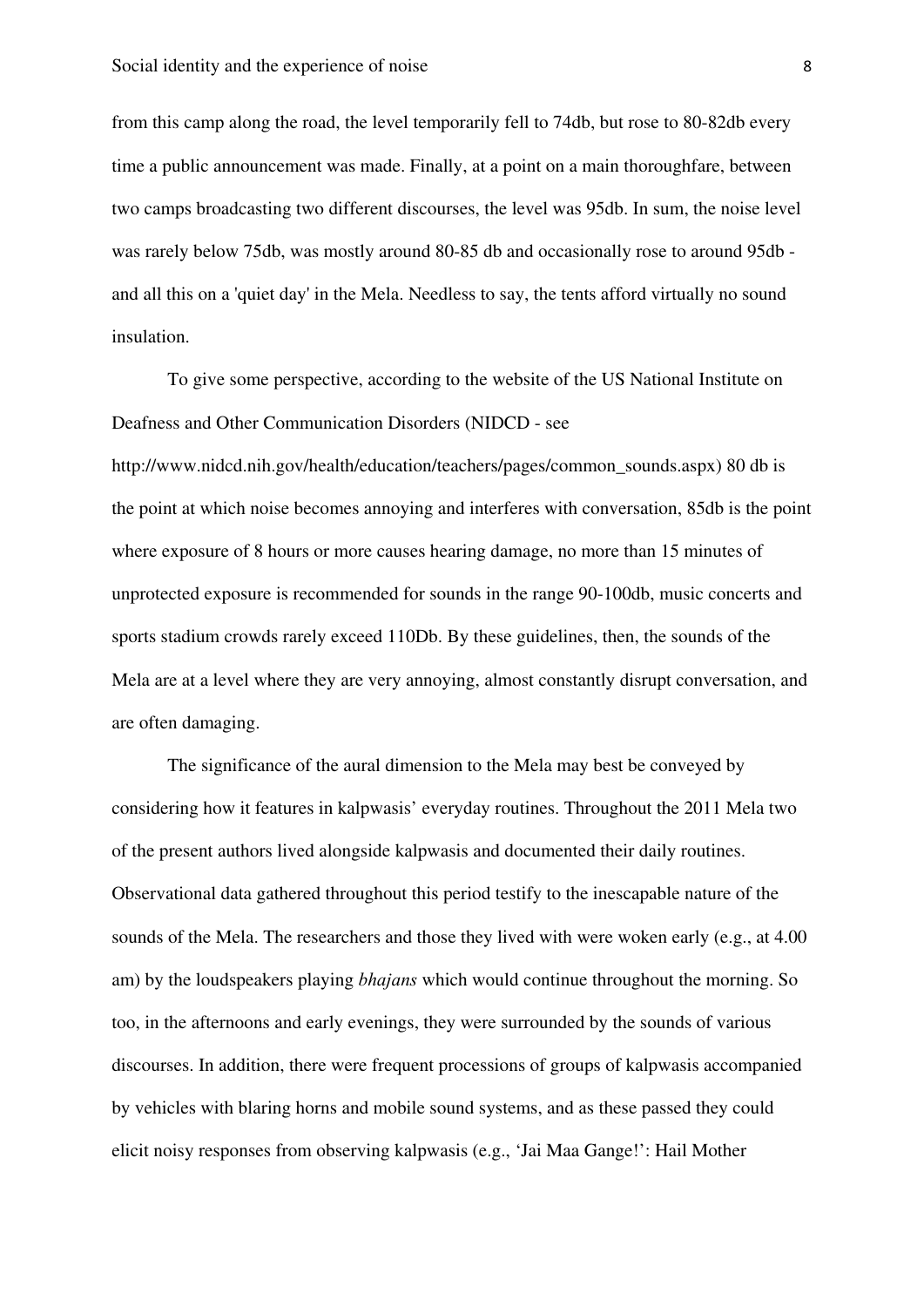from this camp along the road, the level temporarily fell to 74db, but rose to 80-82db every time a public announcement was made. Finally, at a point on a main thoroughfare, between two camps broadcasting two different discourses, the level was 95db. In sum, the noise level was rarely below 75db, was mostly around 80-85 db and occasionally rose to around 95db - and all this on a 'quiet day' in the Mela. Needless to say, the tents afford virtually no sound insulation.

To give some perspective, according to the website of the US National Institute on Deafness and Other Communication Disorders (NIDCD - see http://www.nidcd.nih.gov/health/education/teachers/pages/common_sounds.aspx) 80 db is the point at which noise becomes annoying and interferes with conversation, 85db is the point where exposure of 8 hours or more causes hearing damage, no more than 15 minutes of unprotected exposure is recommended for sounds in the range 90-100db, music concerts and sports stadium crowds rarely exceed 110Db. By these guidelines, then, the sounds of the Mela are at a level where they are very annoying, almost constantly disrupt conversation, and are often damaging.

The significance of the aural dimension to the Mela may best be conveyed by considering how it features in kalpwasis' everyday routines. Throughout the 2011 Mela two of the present authors lived alongside kalpwasis and documented their daily routines. Observational data gathered throughout this period testify to the inescapable nature of the sounds of the Mela. The researchers and those they lived with were woken early (e.g., at 4.00 am) by the loudspeakers playing *bhajans* which would continue throughout the morning. So too, in the afternoons and early evenings, they were surrounded by the sounds of various discourses. In addition, there were frequent processions of groups of kalpwasis accompanied by vehicles with blaring horns and mobile sound systems, and as these passed they could elicit noisy responses from observing kalpwasis (e.g., 'Jai Maa Gange!': Hail Mother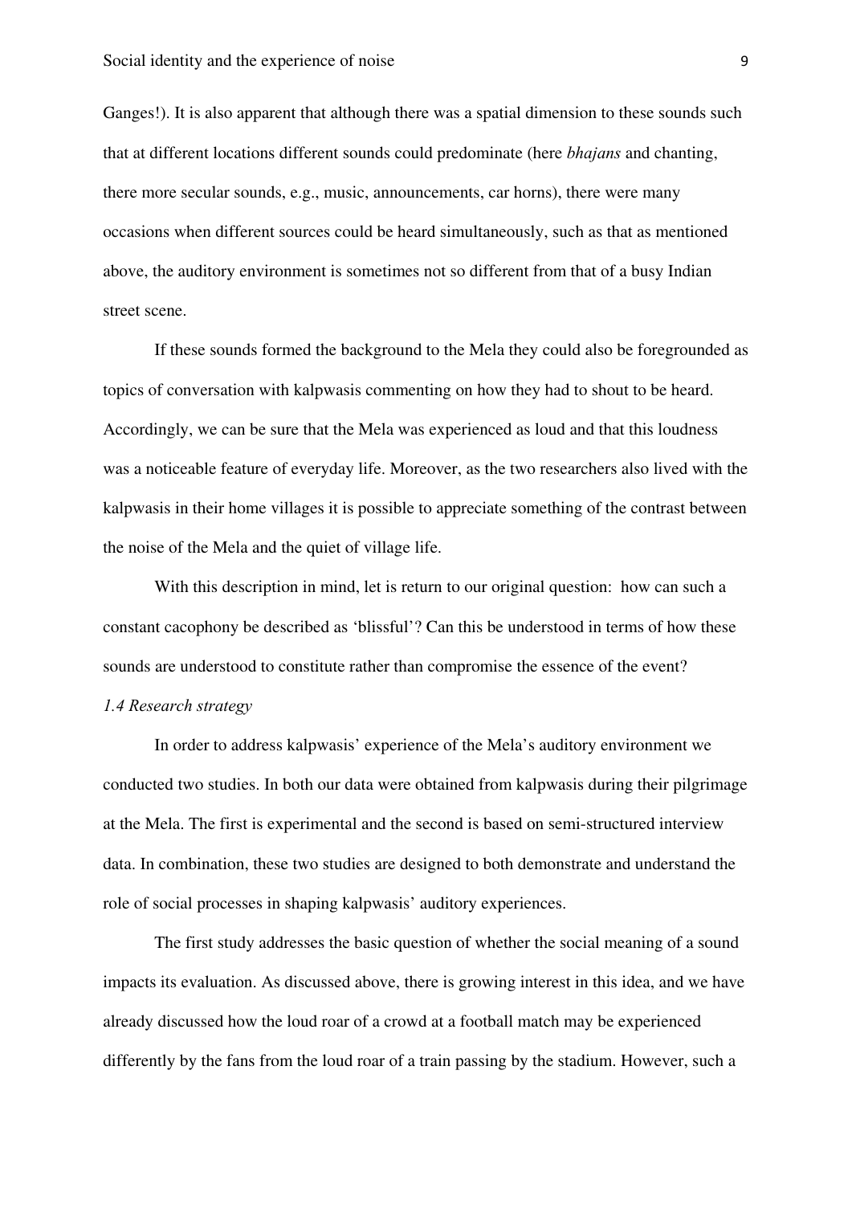Ganges!). It is also apparent that although there was a spatial dimension to these sounds such that at different locations different sounds could predominate (here *bhajans* and chanting, there more secular sounds, e.g., music, announcements, car horns), there were many occasions when different sources could be heard simultaneously, such as that as mentioned above, the auditory environment is sometimes not so different from that of a busy Indian street scene.

If these sounds formed the background to the Mela they could also be foregrounded as topics of conversation with kalpwasis commenting on how they had to shout to be heard. Accordingly, we can be sure that the Mela was experienced as loud and that this loudness was a noticeable feature of everyday life. Moreover, as the two researchers also lived with the kalpwasis in their home villages it is possible to appreciate something of the contrast between the noise of the Mela and the quiet of village life.

With this description in mind, let is return to our original question: how can such a constant cacophony be described as 'blissful'? Can this be understood in terms of how these sounds are understood to constitute rather than compromise the essence of the event?

### *1.4 Research strategy*

In order to address kalpwasis' experience of the Mela's auditory environment we conducted two studies. In both our data were obtained from kalpwasis during their pilgrimage at the Mela. The first is experimental and the second is based on semi-structured interview data. In combination, these two studies are designed to both demonstrate and understand the role of social processes in shaping kalpwasis' auditory experiences.

The first study addresses the basic question of whether the social meaning of a sound impacts its evaluation. As discussed above, there is growing interest in this idea, and we have already discussed how the loud roar of a crowd at a football match may be experienced differently by the fans from the loud roar of a train passing by the stadium. However, such a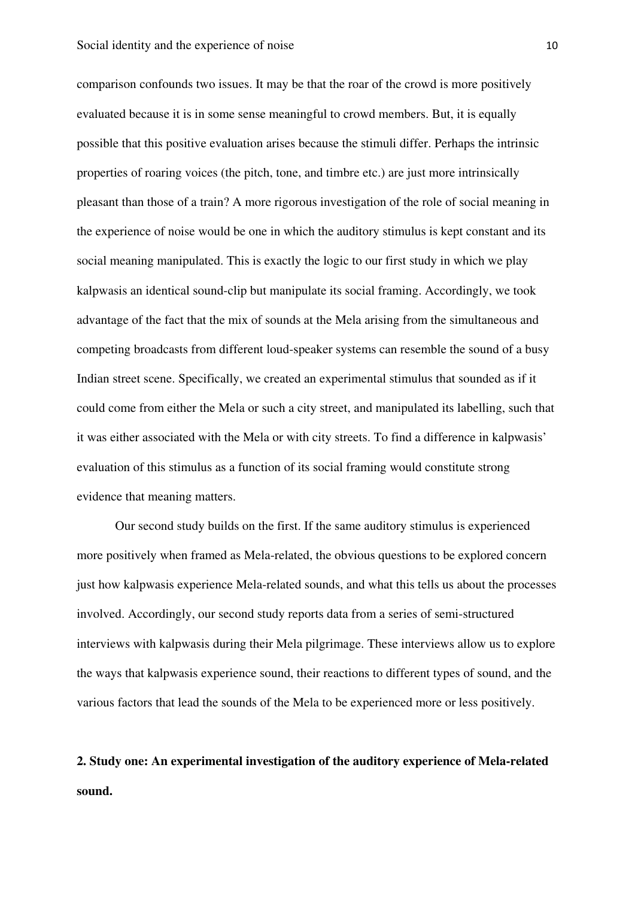comparison confounds two issues. It may be that the roar of the crowd is more positively evaluated because it is in some sense meaningful to crowd members. But, it is equally possible that this positive evaluation arises because the stimuli differ. Perhaps the intrinsic properties of roaring voices (the pitch, tone, and timbre etc.) are just more intrinsically pleasant than those of a train? A more rigorous investigation of the role of social meaning in the experience of noise would be one in which the auditory stimulus is kept constant and its social meaning manipulated. This is exactly the logic to our first study in which we play kalpwasis an identical sound-clip but manipulate its social framing. Accordingly, we took advantage of the fact that the mix of sounds at the Mela arising from the simultaneous and competing broadcasts from different loud-speaker systems can resemble the sound of a busy Indian street scene. Specifically, we created an experimental stimulus that sounded as if it could come from either the Mela or such a city street, and manipulated its labelling, such that it was either associated with the Mela or with city streets. To find a difference in kalpwasis' evaluation of this stimulus as a function of its social framing would constitute strong evidence that meaning matters.

Our second study builds on the first. If the same auditory stimulus is experienced more positively when framed as Mela-related, the obvious questions to be explored concern just how kalpwasis experience Mela-related sounds, and what this tells us about the processes involved. Accordingly, our second study reports data from a series of semi-structured interviews with kalpwasis during their Mela pilgrimage. These interviews allow us to explore the ways that kalpwasis experience sound, their reactions to different types of sound, and the various factors that lead the sounds of the Mela to be experienced more or less positively.

## 2. Study one: An experimental investigation of the auditory experience of Mela-related sound.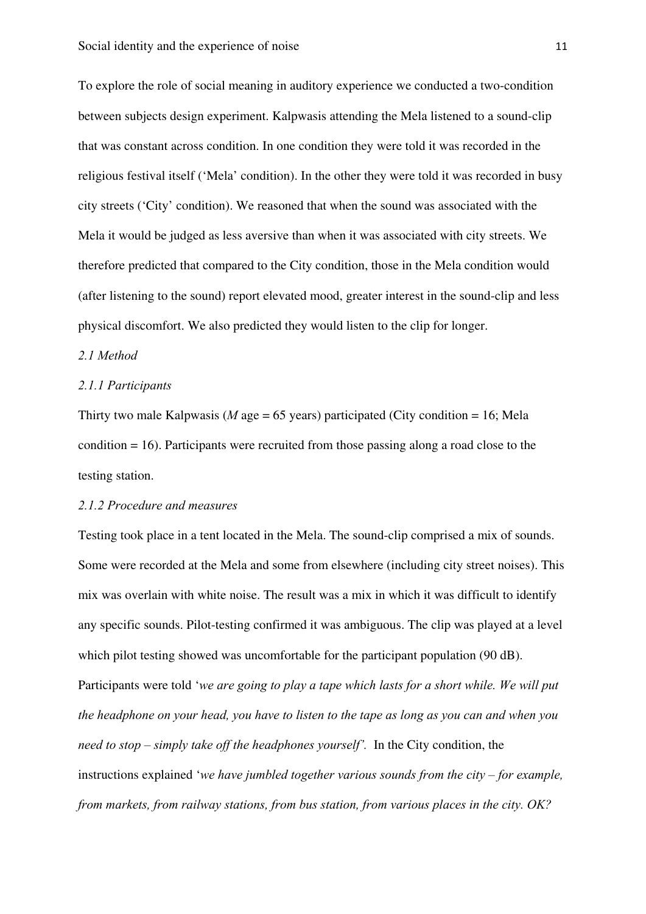To explore the role of social meaning in auditory experience we conducted a two-condition between subjects design experiment. Kalpwasis attending the Mela listened to a sound-clip that was constant across condition. In one condition they were told it was recorded in the religious festival itself ('Mela' condition). In the other they were told it was recorded in busy city streets ('City' condition). We reasoned that when the sound was associated with the Mela it would be judged as less aversive than when it was associated with city streets. We therefore predicted that compared to the City condition, those in the Mela condition would (after listening to the sound) report elevated mood, greater interest in the sound-clip and less physical discomfort. We also predicted they would listen to the clip for longer.

### *2.1 Method*

#### *2.1.1 Participants*

Thirty two male Kalpwasis (*M* age = 65 years) participated (City condition = 16; Mela condition = 16). Participants were recruited from those passing along a road close to the testing station.

#### *2.1.2 Procedure and measures*

Testing took place in a tent located in the Mela. The sound-clip comprised a mix of sounds. Some were recorded at the Mela and some from elsewhere (including city street noises). This mix was overlain with white noise. The result was a mix in which it was difficult to identify any specific sounds. Pilot-testing confirmed it was ambiguous. The clip was played at a level which pilot testing showed was uncomfortable for the participant population (90 dB). Participants were told '*we are going to play a tape which lasts for a short while. We will put the headphone on your head, you have to listen to the tape as long as you can and when you need to stop – simply take off the headphones yourself'*. In the City condition, the instructions explained '*we have jumbled together various sounds from the city – for example, from markets, from railway stations, from bus station, from various places in the city. OK?*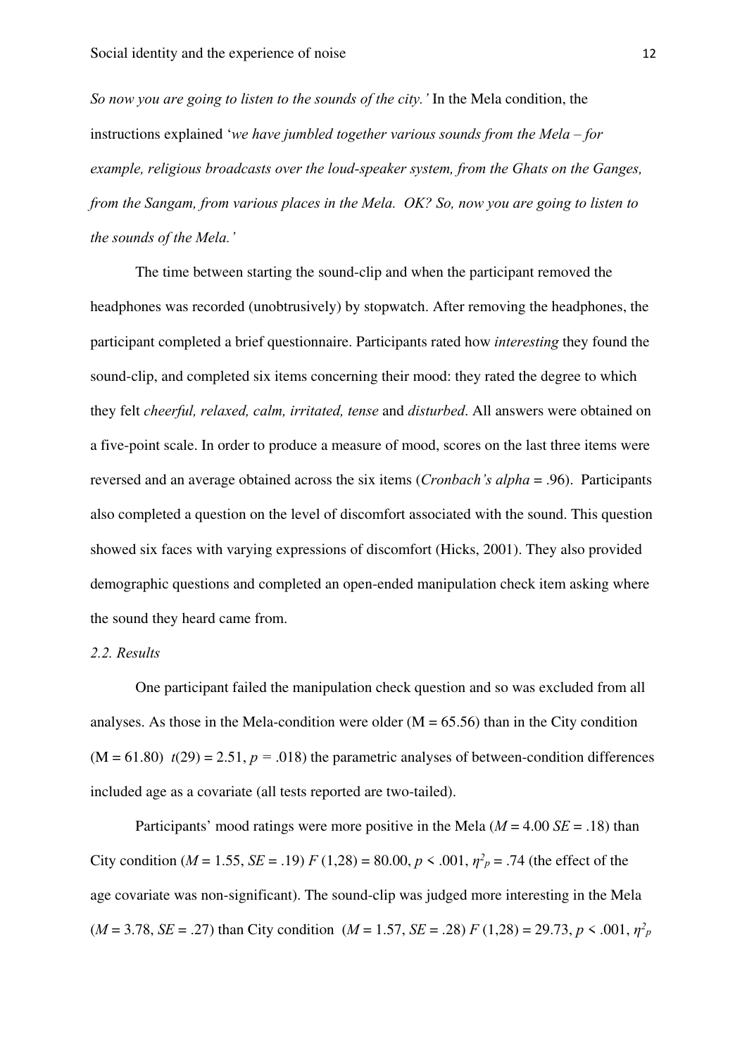*So now you are going to listen to the sounds of the city.'* In the Mela condition, the instructions explained '*we have jumbled together various sounds from the Mela – for example, religious broadcasts over the loud-speaker system, from the Ghats on the Ganges, from the Sangam, from various places in the Mela. OK? So, now you are going to listen to the sounds of the Mela.'*

The time between starting the sound-clip and when the participant removed the headphones was recorded (unobtrusively) by stopwatch. After removing the headphones, the participant completed a brief questionnaire. Participants rated how *interesting* they found the sound-clip, and completed six items concerning their mood: they rated the degree to which they felt *cheerful, relaxed, calm, irritated, tense* and *disturbed*. All answers were obtained on a five-point scale. In order to produce a measure of mood, scores on the last three items were reversed and an average obtained across the six items (*Cronbach's alpha* = .96). Participants also completed a question on the level of discomfort associated with the sound. This question showed six faces with varying expressions of discomfort (Hicks, 2001). They also provided demographic questions and completed an open-ended manipulation check item asking where the sound they heard came from.

*2.2. Results*

One participant failed the manipulation check question and so was excluded from all analyses. As those in the Mela-condition were older (M = 65.56) than in the City condition (M = 61.80) $t(29) = 2.51$, $p = .018$) the parametric analyses of between-condition differences included age as a covariate (all tests reported are two-tailed).

Participants' mood ratings were more positive in the Mela ($M = 4.00$ $SE = .18$) than City condition ($M = 1.55$, $SE = .19$) $F(1,28) = 80.00$, $p < .001$, $\eta^2_p = .74$ (the effect of the age covariate was non-significant). The sound-clip was judged more interesting in the Mela ($M = 3.78$, $SE = .27$) than City condition ($M = 1.57$, $SE = .28$) $F(1,28) = 29.73$, $p < .001$, $\eta^2_p$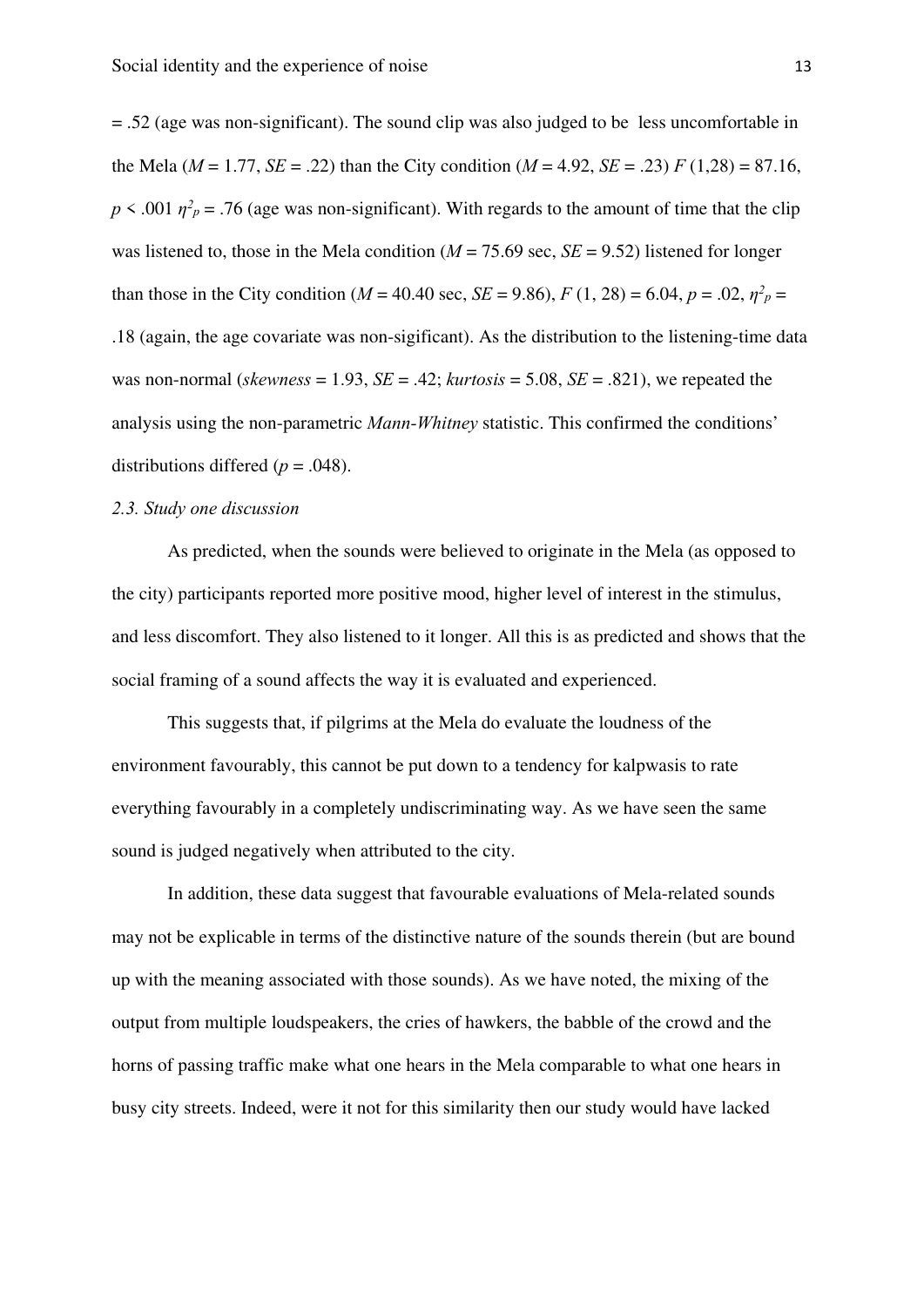= .52 (age was non-significant). The sound clip was also judged to be less uncomfortable in the Mela ($M$ = 1.77, $SE$ = .22) than the City condition ($M$ = 4.92, $SE$ = .23) $F$ (1,28) = 87.16, $p$ < .001 $\eta^2_p$ = .76 (age was non-significant). With regards to the amount of time that the clip was listened to, those in the Mela condition ($M$ = 75.69 sec, $SE$ = 9.52) listened for longer than those in the City condition ($M$ = 40.40 sec, $SE$ = 9.86), $F$ (1, 28) = 6.04, $p$ = .02, $\eta^2_p$ = .18 (again, the age covariate was non-sigificant). As the distribution to the listening-time data was non-normal (*skewness* = 1.93, $SE$ = .42; *kurtosis* = 5.08, $SE$ = .821), we repeated the analysis using the non-parametric *Mann-Whitney* statistic. This confirmed the conditions' distributions differed ($p$ = .048).

*2.3. Study one discussion*

As predicted, when the sounds were believed to originate in the Mela (as opposed to the city) participants reported more positive mood, higher level of interest in the stimulus, and less discomfort. They also listened to it longer. All this is as predicted and shows that the social framing of a sound affects the way it is evaluated and experienced.

This suggests that, if pilgrims at the Mela do evaluate the loudness of the environment favourably, this cannot be put down to a tendency for kalpwasis to rate everything favourably in a completely undiscriminating way. As we have seen the same sound is judged negatively when attributed to the city.

In addition, these data suggest that favourable evaluations of Mela-related sounds may not be explicable in terms of the distinctive nature of the sounds therein (but are bound up with the meaning associated with those sounds). As we have noted, the mixing of the output from multiple loudspeakers, the cries of hawkers, the babble of the crowd and the horns of passing traffic make what one hears in the Mela comparable to what one hears in busy city streets. Indeed, were it not for this similarity then our study would have lacked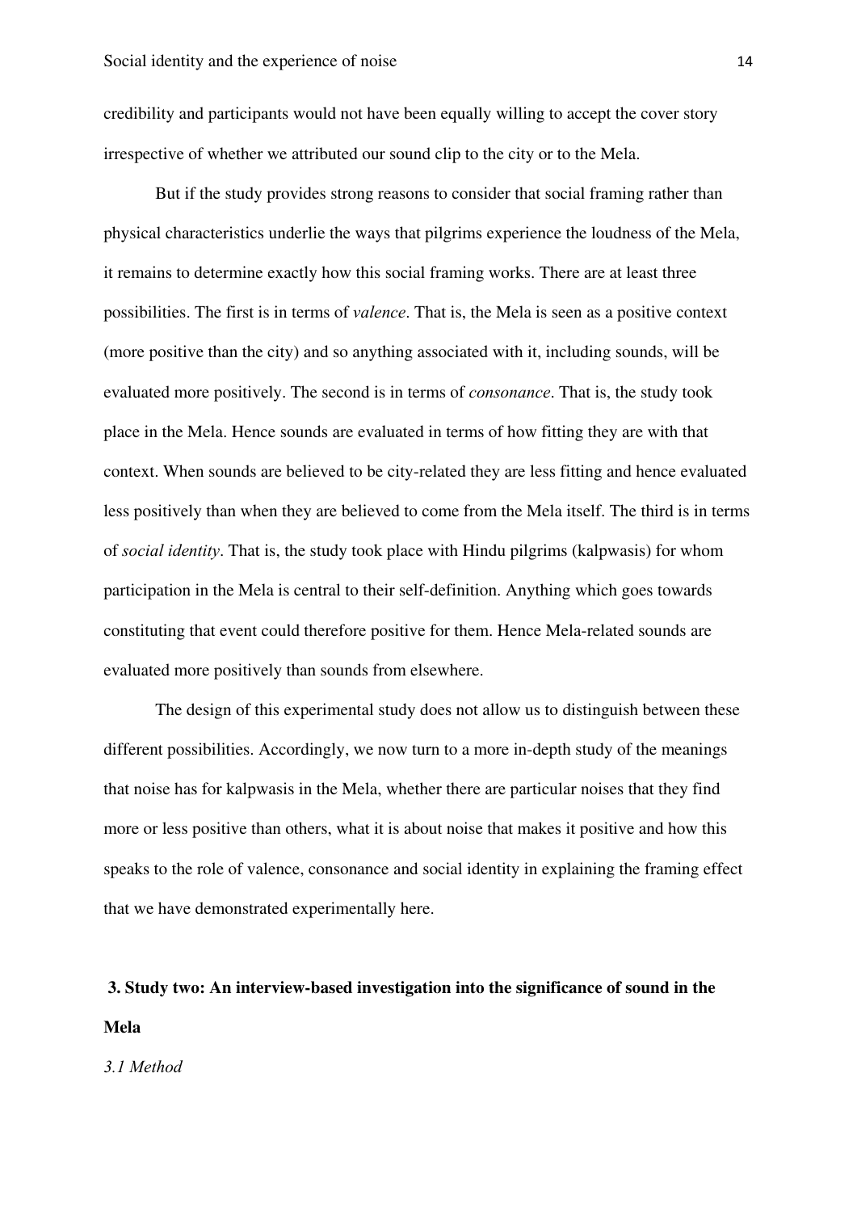credibility and participants would not have been equally willing to accept the cover story irrespective of whether we attributed our sound clip to the city or to the Mela.

But if the study provides strong reasons to consider that social framing rather than physical characteristics underlie the ways that pilgrims experience the loudness of the Mela, it remains to determine exactly how this social framing works. There are at least three possibilities. The first is in terms of *valence*. That is, the Mela is seen as a positive context (more positive than the city) and so anything associated with it, including sounds, will be evaluated more positively. The second is in terms of *consonance*. That is, the study took place in the Mela. Hence sounds are evaluated in terms of how fitting they are with that context. When sounds are believed to be city-related they are less fitting and hence evaluated less positively than when they are believed to come from the Mela itself. The third is in terms of *social identity*. That is, the study took place with Hindu pilgrims (kalpwasis) for whom participation in the Mela is central to their self-definition. Anything which goes towards constituting that event could therefore positive for them. Hence Mela-related sounds are evaluated more positively than sounds from elsewhere.

The design of this experimental study does not allow us to distinguish between these different possibilities. Accordingly, we now turn to a more in-depth study of the meanings that noise has for kalpwasis in the Mela, whether there are particular noises that they find more or less positive than others, what it is about noise that makes it positive and how this speaks to the role of valence, consonance and social identity in explaining the framing effect that we have demonstrated experimentally here.

## 3. Study two: An interview-based investigation into the significance of sound in the Mela

### *3.1 Method*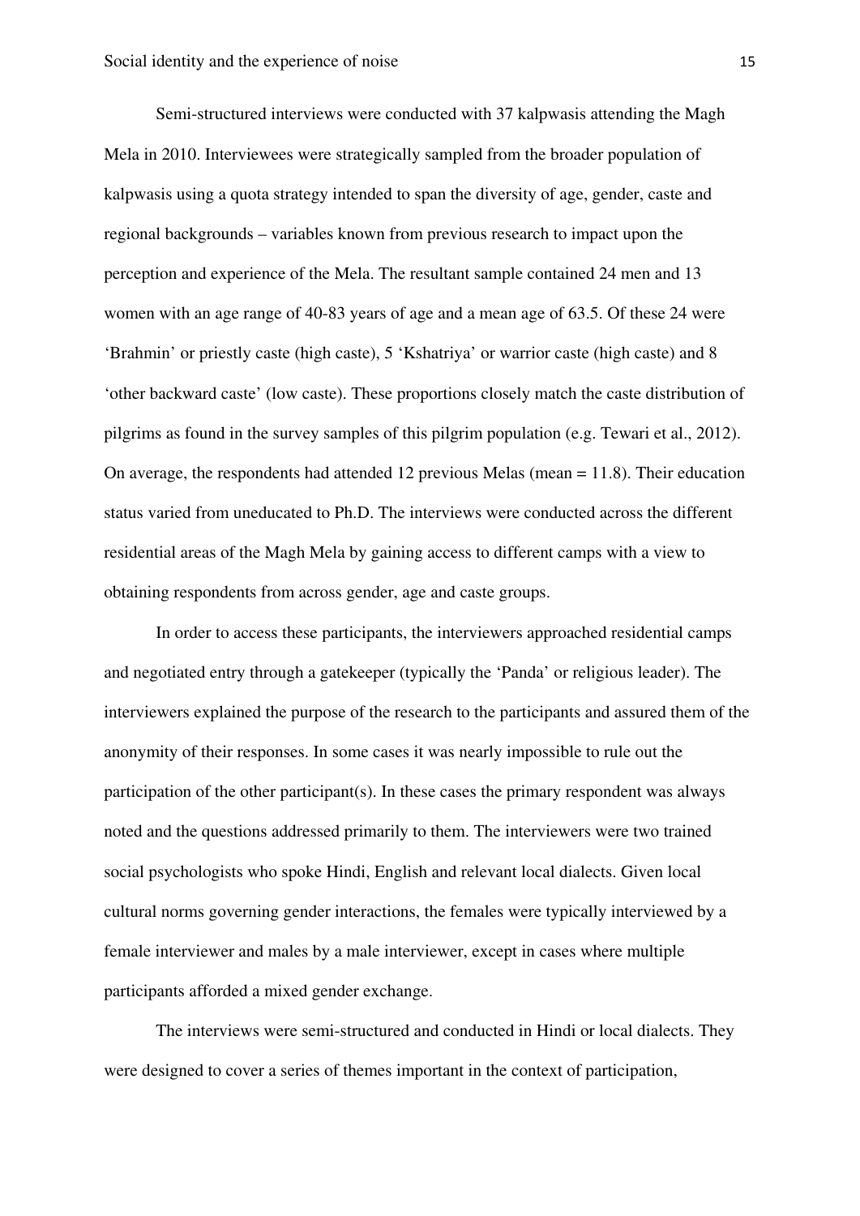Semi-structured interviews were conducted with 37 kalpwasis attending the Magh Mela in 2010. Interviewees were strategically sampled from the broader population of kalpwasis using a quota strategy intended to span the diversity of age, gender, caste and regional backgrounds – variables known from previous research to impact upon the perception and experience of the Mela. The resultant sample contained 24 men and 13 women with an age range of 40-83 years of age and a mean age of 63.5. Of these 24 were 'Brahmin' or priestly caste (high caste), 5 'Kshatriya' or warrior caste (high caste) and 8 'other backward caste' (low caste). These proportions closely match the caste distribution of pilgrims as found in the survey samples of this pilgrim population (e.g. Tewari et al., 2012). On average, the respondents had attended 12 previous Melas (mean = 11.8). Their education status varied from uneducated to Ph.D. The interviews were conducted across the different residential areas of the Magh Mela by gaining access to different camps with a view to obtaining respondents from across gender, age and caste groups.

In order to access these participants, the interviewers approached residential camps and negotiated entry through a gatekeeper (typically the 'Panda' or religious leader). The interviewers explained the purpose of the research to the participants and assured them of the anonymity of their responses. In some cases it was nearly impossible to rule out the participation of the other participant(s). In these cases the primary respondent was always noted and the questions addressed primarily to them. The interviewers were two trained social psychologists who spoke Hindi, English and relevant local dialects. Given local cultural norms governing gender interactions, the females were typically interviewed by a female interviewer and males by a male interviewer, except in cases where multiple participants afforded a mixed gender exchange.

The interviews were semi-structured and conducted in Hindi or local dialects. They were designed to cover a series of themes important in the context of participation,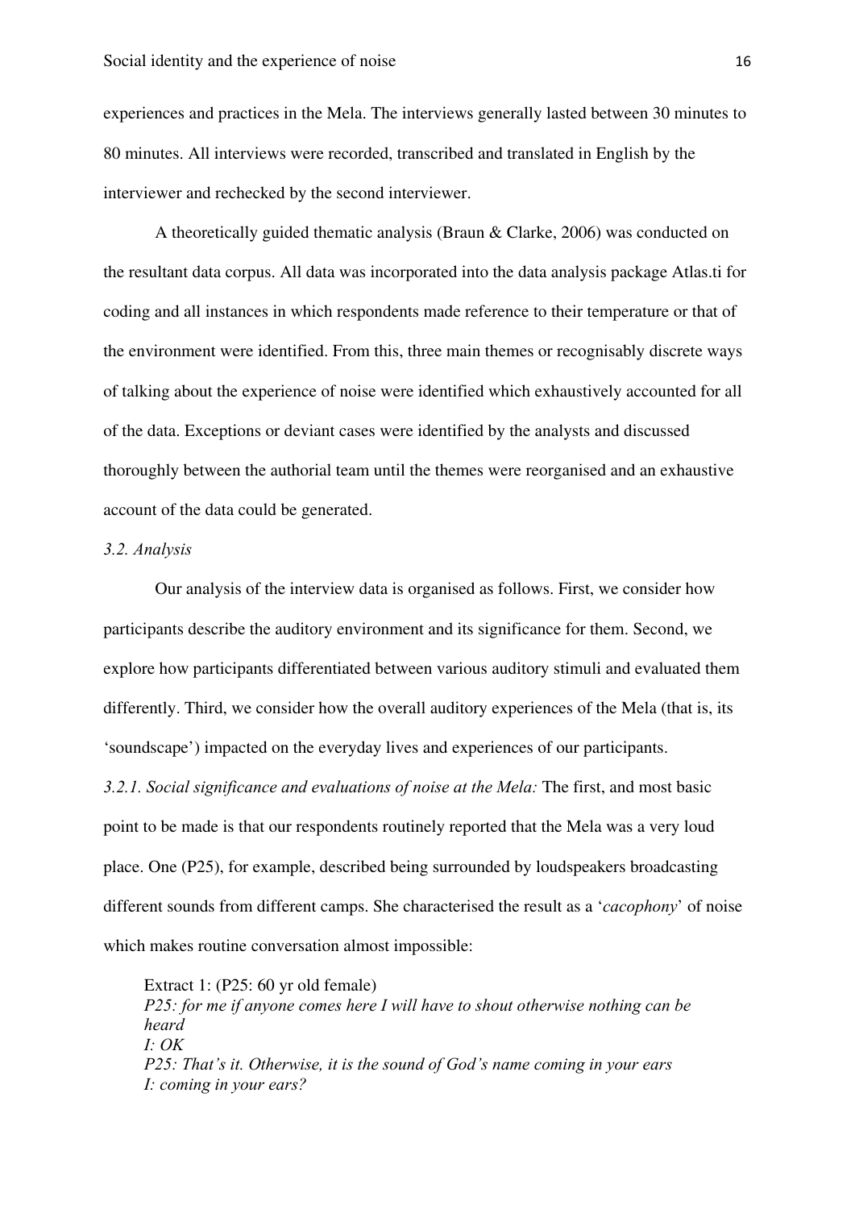experiences and practices in the Mela. The interviews generally lasted between 30 minutes to 80 minutes. All interviews were recorded, transcribed and translated in English by the interviewer and rechecked by the second interviewer.

A theoretically guided thematic analysis (Braun & Clarke, 2006) was conducted on the resultant data corpus. All data was incorporated into the data analysis package Atlas.ti for coding and all instances in which respondents made reference to their temperature or that of the environment were identified. From this, three main themes or recognisably discrete ways of talking about the experience of noise were identified which exhaustively accounted for all of the data. Exceptions or deviant cases were identified by the analysts and discussed thoroughly between the authorial team until the themes were reorganised and an exhaustive account of the data could be generated.

*3.2. Analysis*

Our analysis of the interview data is organised as follows. First, we consider how participants describe the auditory environment and its significance for them. Second, we explore how participants differentiated between various auditory stimuli and evaluated them differently. Third, we consider how the overall auditory experiences of the Mela (that is, its 'soundscape') impacted on the everyday lives and experiences of our participants.

*3.2.1. Social significance and evaluations of noise at the Mela:* The first, and most basic point to be made is that our respondents routinely reported that the Mela was a very loud place. One (P25), for example, described being surrounded by loudspeakers broadcasting different sounds from different camps. She characterised the result as a '*cacophony*' of noise which makes routine conversation almost impossible:

> Extract 1: (P25: 60 yr old female)
> *P25: for me if anyone comes here I will have to shout otherwise nothing can be heard*
> *I: OK*
> *P25: That's it. Otherwise, it is the sound of God's name coming in your ears*
> *I: coming in your ears?*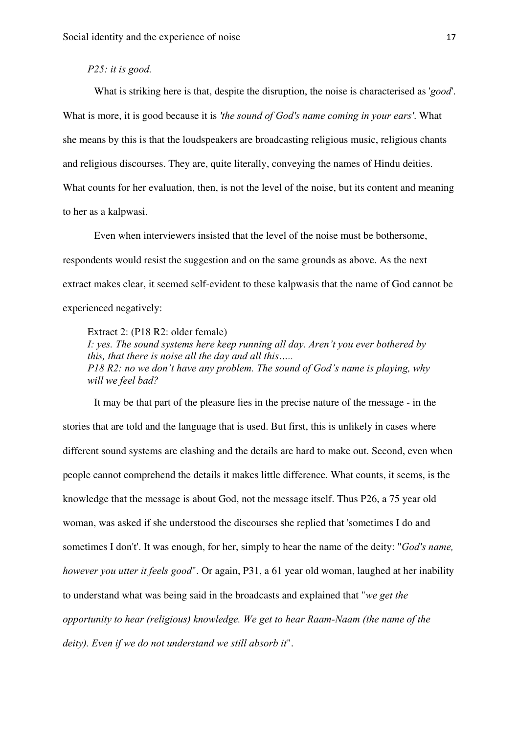*P25: it is good.*

What is striking here is that, despite the disruption, the noise is characterised as '*good*'. What is more, it is good because it is *'the sound of God's name coming in your ears'*. What she means by this is that the loudspeakers are broadcasting religious music, religious chants and religious discourses. They are, quite literally, conveying the names of Hindu deities. What counts for her evaluation, then, is not the level of the noise, but its content and meaning to her as a kalpwasi.

Even when interviewers insisted that the level of the noise must be bothersome, respondents would resist the suggestion and on the same grounds as above. As the next extract makes clear, it seemed self-evident to these kalpwasis that the name of God cannot be experienced negatively:

> Extract 2: (P18 R2: older female)
> *I: yes. The sound systems here keep running all day. Aren't you ever bothered by this, that there is noise all the day and all this…..*
> *P18 R2: no we don't have any problem. The sound of God's name is playing, why will we feel bad?*

It may be that part of the pleasure lies in the precise nature of the message - in the stories that are told and the language that is used. But first, this is unlikely in cases where different sound systems are clashing and the details are hard to make out. Second, even when people cannot comprehend the details it makes little difference. What counts, it seems, is the knowledge that the message is about God, not the message itself. Thus P26, a 75 year old woman, was asked if she understood the discourses she replied that 'sometimes I do and sometimes I don't'. It was enough, for her, simply to hear the name of the deity: "*God's name, however you utter it feels good*". Or again, P31, a 61 year old woman, laughed at her inability to understand what was being said in the broadcasts and explained that "*we get the opportunity to hear (religious) knowledge. We get to hear Raam-Naam (the name of the deity). Even if we do not understand we still absorb it*".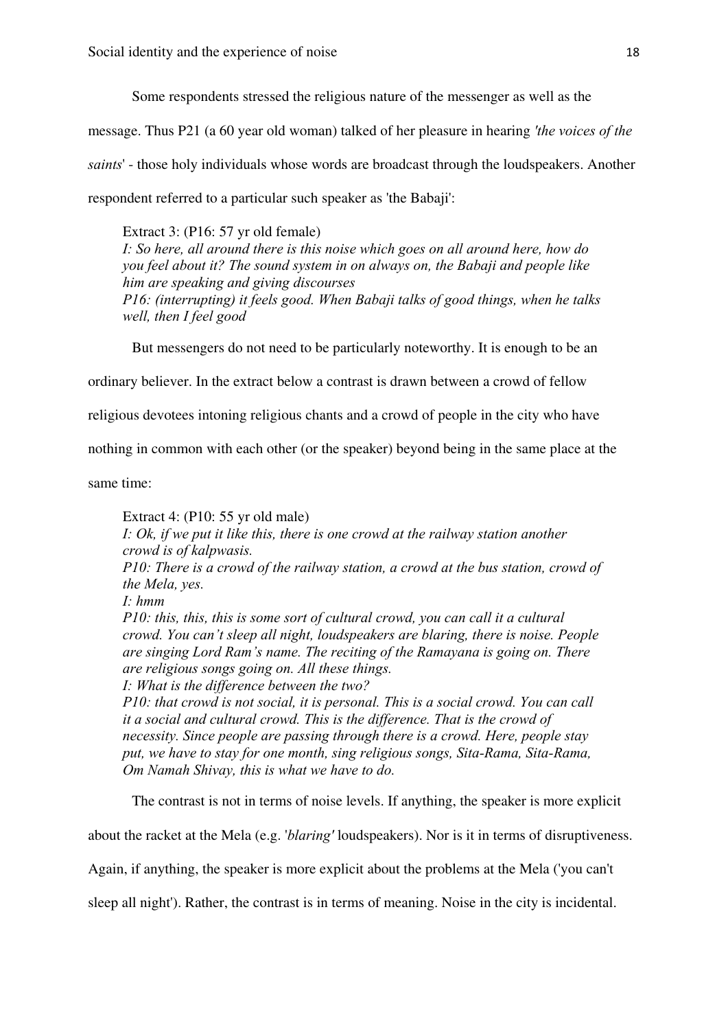Some respondents stressed the religious nature of the messenger as well as the message. Thus P21 (a 60 year old woman) talked of her pleasure in hearing *'the voices of the saints*' - those holy individuals whose words are broadcast through the loudspeakers. Another respondent referred to a particular such speaker as 'the Babaji':

> Extract 3: (P16: 57 yr old female)
> *I: So here, all around there is this noise which goes on all around here, how do you feel about it? The sound system in on always on, the Babaji and people like him are speaking and giving discourses*
> *P16: (interrupting) it feels good. When Babaji talks of good things, when he talks well, then I feel good*

But messengers do not need to be particularly noteworthy. It is enough to be an ordinary believer. In the extract below a contrast is drawn between a crowd of fellow religious devotees intoning religious chants and a crowd of people in the city who have nothing in common with each other (or the speaker) beyond being in the same place at the same time:

> Extract 4: (P10: 55 yr old male)
> *I: Ok, if we put it like this, there is one crowd at the railway station another crowd is of kalpwasis.*
> *P10: There is a crowd of the railway station, a crowd at the bus station, crowd of the Mela, yes.*
> *I: hmm*
> *P10: this, this, this is some sort of cultural crowd, you can call it a cultural crowd. You can't sleep all night, loudspeakers are blaring, there is noise. People are singing Lord Ram's name. The reciting of the Ramayana is going on. There are religious songs going on. All these things.*
> *I: What is the difference between the two?*
> *P10: that crowd is not social, it is personal. This is a social crowd. You can call it a social and cultural crowd. This is the difference. That is the crowd of necessity. Since people are passing through there is a crowd. Here, people stay put, we have to stay for one month, sing religious songs, Sita-Rama, Sita-Rama, Om Namah Shivay, this is what we have to do.*

The contrast is not in terms of noise levels. If anything, the speaker is more explicit about the racket at the Mela (e.g. '*blaring'* loudspeakers). Nor is it in terms of disruptiveness. Again, if anything, the speaker is more explicit about the problems at the Mela ('you can't sleep all night'). Rather, the contrast is in terms of meaning. Noise in the city is incidental.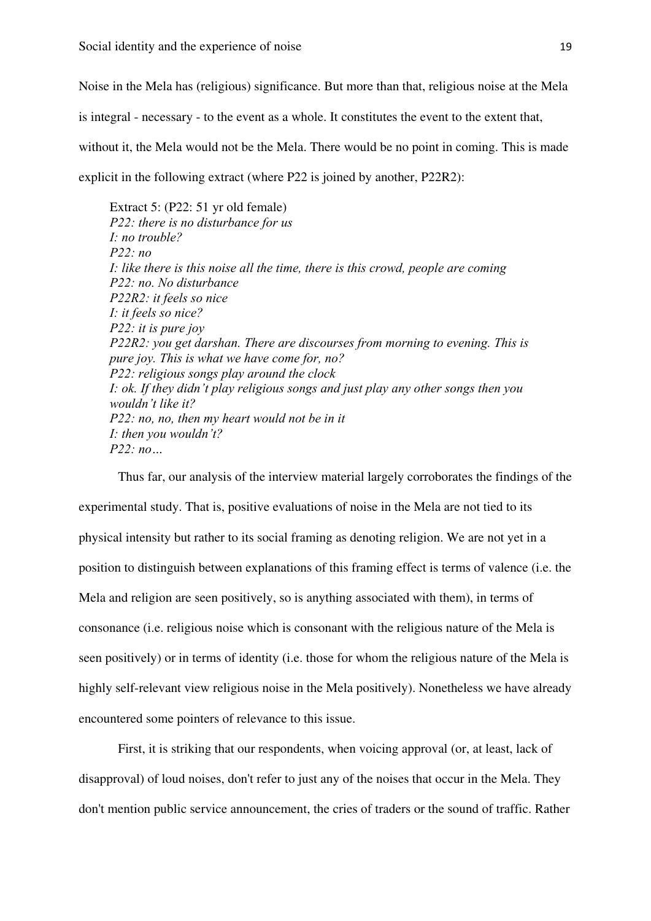Noise in the Mela has (religious) significance. But more than that, religious noise at the Mela is integral - necessary - to the event as a whole. It constitutes the event to the extent that, without it, the Mela would not be the Mela. There would be no point in coming. This is made explicit in the following extract (where P22 is joined by another, P22R2):

> Extract 5: (P22: 51 yr old female)
> *P22: there is no disturbance for us*
> *I: no trouble?*
> *P22: no*
> *I: like there is this noise all the time, there is this crowd, people are coming*
> *P22: no. No disturbance*
> *P22R2: it feels so nice*
> *I: it feels so nice?*
> *P22: it is pure joy*
> *P22R2: you get darshan. There are discourses from morning to evening. This is pure joy. This is what we have come for, no?*
> *P22: religious songs play around the clock*
> *I: ok. If they didn't play religious songs and just play any other songs then you wouldn't like it?*
> *P22: no, no, then my heart would not be in it*
> *I: then you wouldn't?*
> *P22: no…*

Thus far, our analysis of the interview material largely corroborates the findings of the experimental study. That is, positive evaluations of noise in the Mela are not tied to its physical intensity but rather to its social framing as denoting religion. We are not yet in a position to distinguish between explanations of this framing effect is terms of valence (i.e. the Mela and religion are seen positively, so is anything associated with them), in terms of consonance (i.e. religious noise which is consonant with the religious nature of the Mela is seen positively) or in terms of identity (i.e. those for whom the religious nature of the Mela is highly self-relevant view religious noise in the Mela positively). Nonetheless we have already encountered some pointers of relevance to this issue.

First, it is striking that our respondents, when voicing approval (or, at least, lack of disapproval) of loud noises, don't refer to just any of the noises that occur in the Mela. They don't mention public service announcement, the cries of traders or the sound of traffic. Rather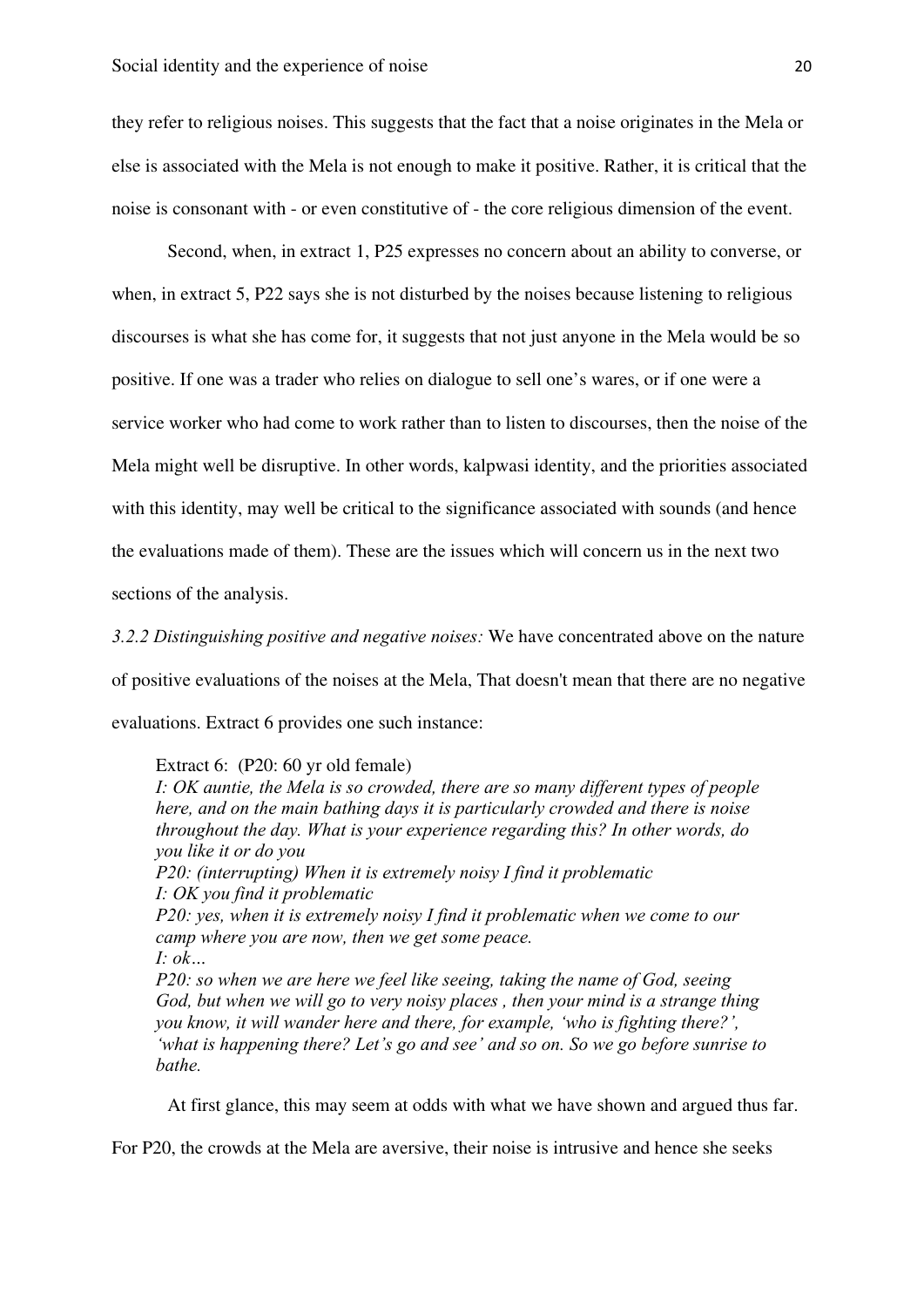they refer to religious noises. This suggests that the fact that a noise originates in the Mela or else is associated with the Mela is not enough to make it positive. Rather, it is critical that the noise is consonant with - or even constitutive of - the core religious dimension of the event.

Second, when, in extract 1, P25 expresses no concern about an ability to converse, or when, in extract 5, P22 says she is not disturbed by the noises because listening to religious discourses is what she has come for, it suggests that not just anyone in the Mela would be so positive. If one was a trader who relies on dialogue to sell one's wares, or if one were a service worker who had come to work rather than to listen to discourses, then the noise of the Mela might well be disruptive. In other words, kalpwasi identity, and the priorities associated with this identity, may well be critical to the significance associated with sounds (and hence the evaluations made of them). These are the issues which will concern us in the next two sections of the analysis.

*3.2.2 Distinguishing positive and negative noises:* We have concentrated above on the nature of positive evaluations of the noises at the Mela, That doesn't mean that there are no negative evaluations. Extract 6 provides one such instance:

> Extract 6: (P20: 60 yr old female)
> *I: OK auntie, the Mela is so crowded, there are so many different types of people here, and on the main bathing days it is particularly crowded and there is noise throughout the day. What is your experience regarding this? In other words, do you like it or do you*
> *P20: (interrupting) When it is extremely noisy I find it problematic*
> *I: OK you find it problematic*
> *P20: yes, when it is extremely noisy I find it problematic when we come to our camp where you are now, then we get some peace.*
> *I: ok…*
> *P20: so when we are here we feel like seeing, taking the name of God, seeing God, but when we will go to very noisy places , then your mind is a strange thing you know, it will wander here and there, for example, 'who is fighting there?', 'what is happening there? Let's go and see' and so on. So we go before sunrise to bathe.*

At first glance, this may seem at odds with what we have shown and argued thus far. For P20, the crowds at the Mela are aversive, their noise is intrusive and hence she seeks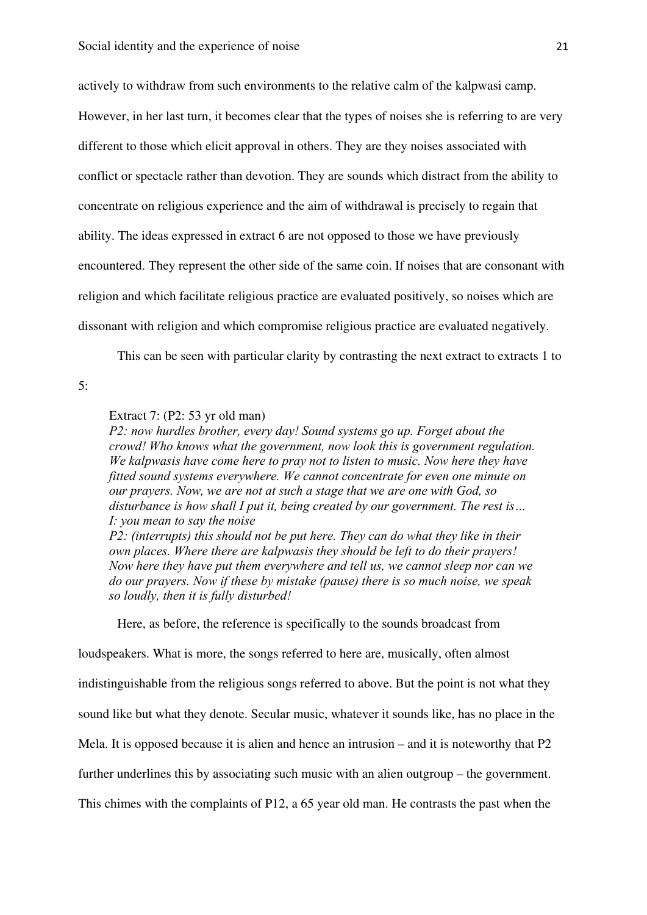actively to withdraw from such environments to the relative calm of the kalpwasi camp. However, in her last turn, it becomes clear that the types of noises she is referring to are very different to those which elicit approval in others. They are they noises associated with conflict or spectacle rather than devotion. They are sounds which distract from the ability to concentrate on religious experience and the aim of withdrawal is precisely to regain that ability. The ideas expressed in extract 6 are not opposed to those we have previously encountered. They represent the other side of the same coin. If noises that are consonant with religion and which facilitate religious practice are evaluated positively, so noises which are dissonant with religion and which compromise religious practice are evaluated negatively.

This can be seen with particular clarity by contrasting the next extract to extracts 1 to 5:

> Extract 7: (P2: 53 yr old man)
> *P2: now hurdles brother, every day! Sound systems go up. Forget about the crowd! Who knows what the government, now look this is government regulation. We kalpwasis have come here to pray not to listen to music. Now here they have fitted sound systems everywhere. We cannot concentrate for even one minute on our prayers. Now, we are not at such a stage that we are one with God, so disturbance is how shall I put it, being created by our government. The rest is…*
> *I: you mean to say the noise*
> *P2: (interrupts) this should not be put here. They can do what they like in their own places. Where there are kalpwasis they should be left to do their prayers! Now here they have put them everywhere and tell us, we cannot sleep nor can we do our prayers. Now if these by mistake (pause) there is so much noise, we speak so loudly, then it is fully disturbed!*

Here, as before, the reference is specifically to the sounds broadcast from loudspeakers. What is more, the songs referred to here are, musically, often almost indistinguishable from the religious songs referred to above. But the point is not what they sound like but what they denote. Secular music, whatever it sounds like, has no place in the Mela. It is opposed because it is alien and hence an intrusion – and it is noteworthy that P2 further underlines this by associating such music with an alien outgroup – the government. This chimes with the complaints of P12, a 65 year old man. He contrasts the past when the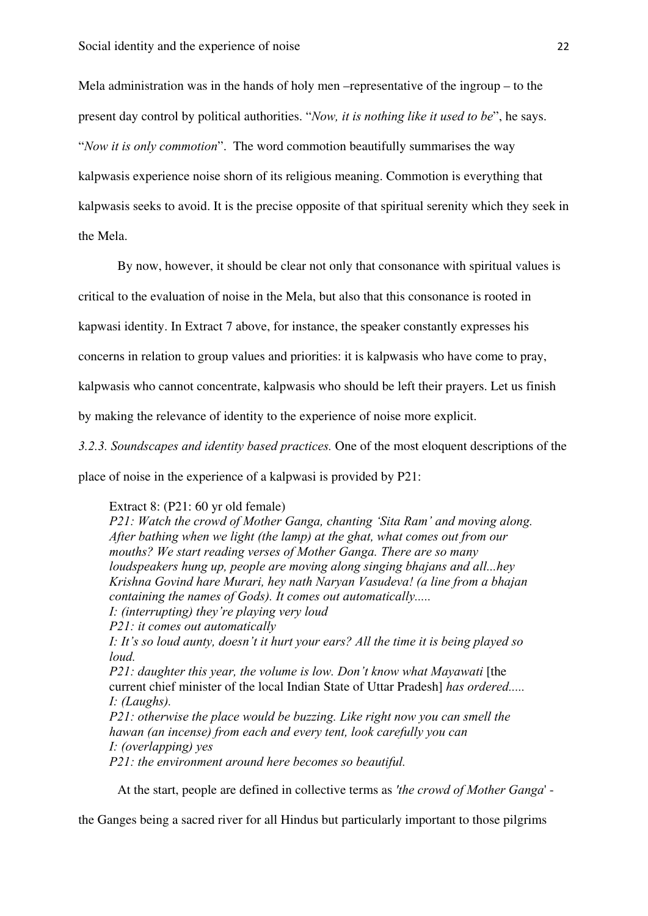Mela administration was in the hands of holy men –representative of the ingroup – to the present day control by political authorities. "*Now, it is nothing like it used to be*", he says. "*Now it is only commotion*". The word commotion beautifully summarises the way kalpwasis experience noise shorn of its religious meaning. Commotion is everything that kalpwasis seeks to avoid. It is the precise opposite of that spiritual serenity which they seek in the Mela.

By now, however, it should be clear not only that consonance with spiritual values is critical to the evaluation of noise in the Mela, but also that this consonance is rooted in kapwasi identity. In Extract 7 above, for instance, the speaker constantly expresses his concerns in relation to group values and priorities: it is kalpwasis who have come to pray, kalpwasis who cannot concentrate, kalpwasis who should be left their prayers. Let us finish by making the relevance of identity to the experience of noise more explicit.

*3.2.3. Soundscapes and identity based practices.* One of the most eloquent descriptions of the place of noise in the experience of a kalpwasi is provided by P21:

> Extract 8: (P21: 60 yr old female)
> *P21: Watch the crowd of Mother Ganga, chanting 'Sita Ram' and moving along. After bathing when we light (the lamp) at the ghat, what comes out from our mouths? We start reading verses of Mother Ganga. There are so many loudspeakers hung up, people are moving along singing bhajans and all...hey Krishna Govind hare Murari, hey nath Naryan Vasudeva! (a line from a bhajan containing the names of Gods). It comes out automatically.....*
> *I: (interrupting) they're playing very loud*
> *P21: it comes out automatically*
> *I: It's so loud aunty, doesn't it hurt your ears? All the time it is being played so loud.*
> *P21: daughter this year, the volume is low. Don't know what Mayawati* [the current chief minister of the local Indian State of Uttar Pradesh] *has ordered.....*
> *I: (Laughs).*
> *P21: otherwise the place would be buzzing. Like right now you can smell the hawan (an incense) from each and every tent, look carefully you can*
> *I: (overlapping) yes*
> *P21: the environment around here becomes so beautiful.*

At the start, people are defined in collective terms as *'the crowd of Mother Ganga'* - the Ganges being a sacred river for all Hindus but particularly important to those pilgrims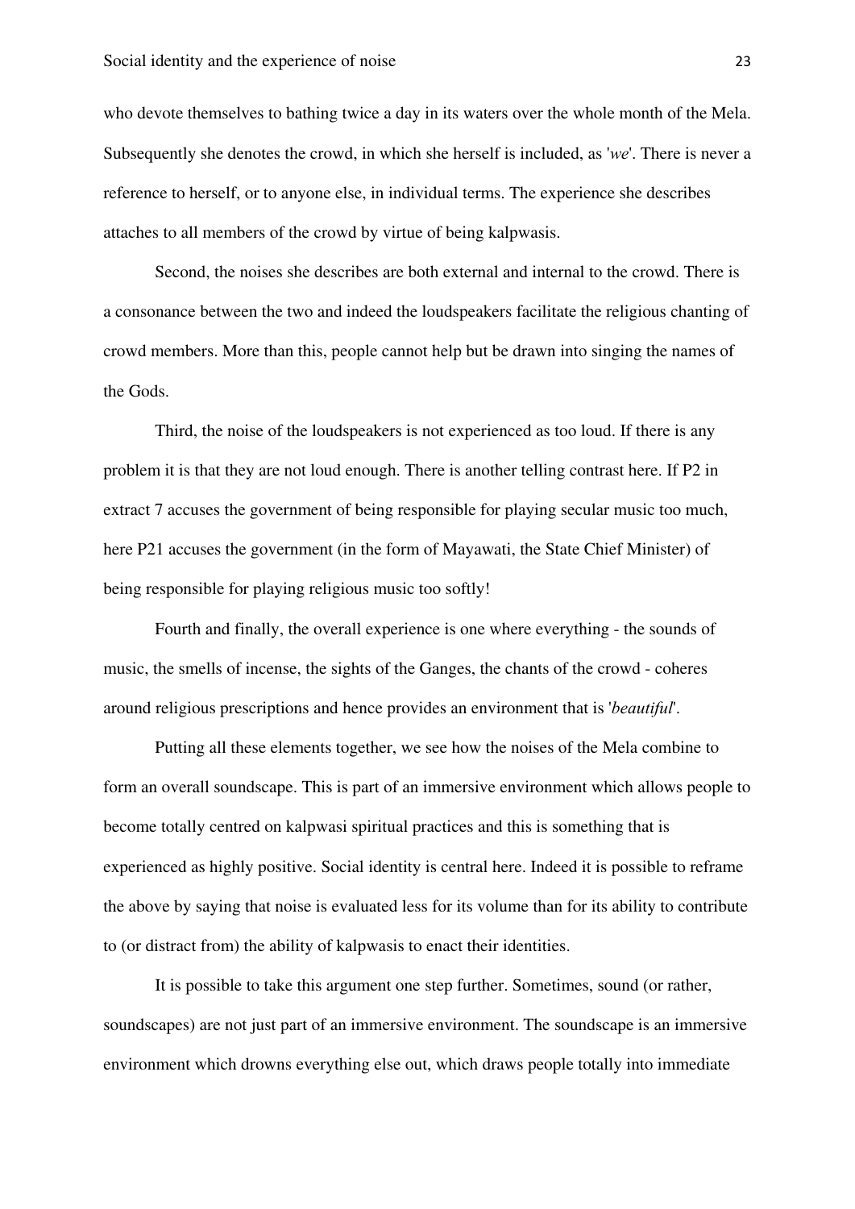who devote themselves to bathing twice a day in its waters over the whole month of the Mela. Subsequently she denotes the crowd, in which she herself is included, as '*we*'. There is never a reference to herself, or to anyone else, in individual terms. The experience she describes attaches to all members of the crowd by virtue of being kalpwasis.

Second, the noises she describes are both external and internal to the crowd. There is a consonance between the two and indeed the loudspeakers facilitate the religious chanting of crowd members. More than this, people cannot help but be drawn into singing the names of the Gods.

Third, the noise of the loudspeakers is not experienced as too loud. If there is any problem it is that they are not loud enough. There is another telling contrast here. If P2 in extract 7 accuses the government of being responsible for playing secular music too much, here P21 accuses the government (in the form of Mayawati, the State Chief Minister) of being responsible for playing religious music too softly!

Fourth and finally, the overall experience is one where everything - the sounds of music, the smells of incense, the sights of the Ganges, the chants of the crowd - coheres around religious prescriptions and hence provides an environment that is '*beautiful*'.

Putting all these elements together, we see how the noises of the Mela combine to form an overall soundscape. This is part of an immersive environment which allows people to become totally centred on kalpwasi spiritual practices and this is something that is experienced as highly positive. Social identity is central here. Indeed it is possible to reframe the above by saying that noise is evaluated less for its volume than for its ability to contribute to (or distract from) the ability of kalpwasis to enact their identities.

It is possible to take this argument one step further. Sometimes, sound (or rather, soundscapes) are not just part of an immersive environment. The soundscape is an immersive environment which drowns everything else out, which draws people totally into immediate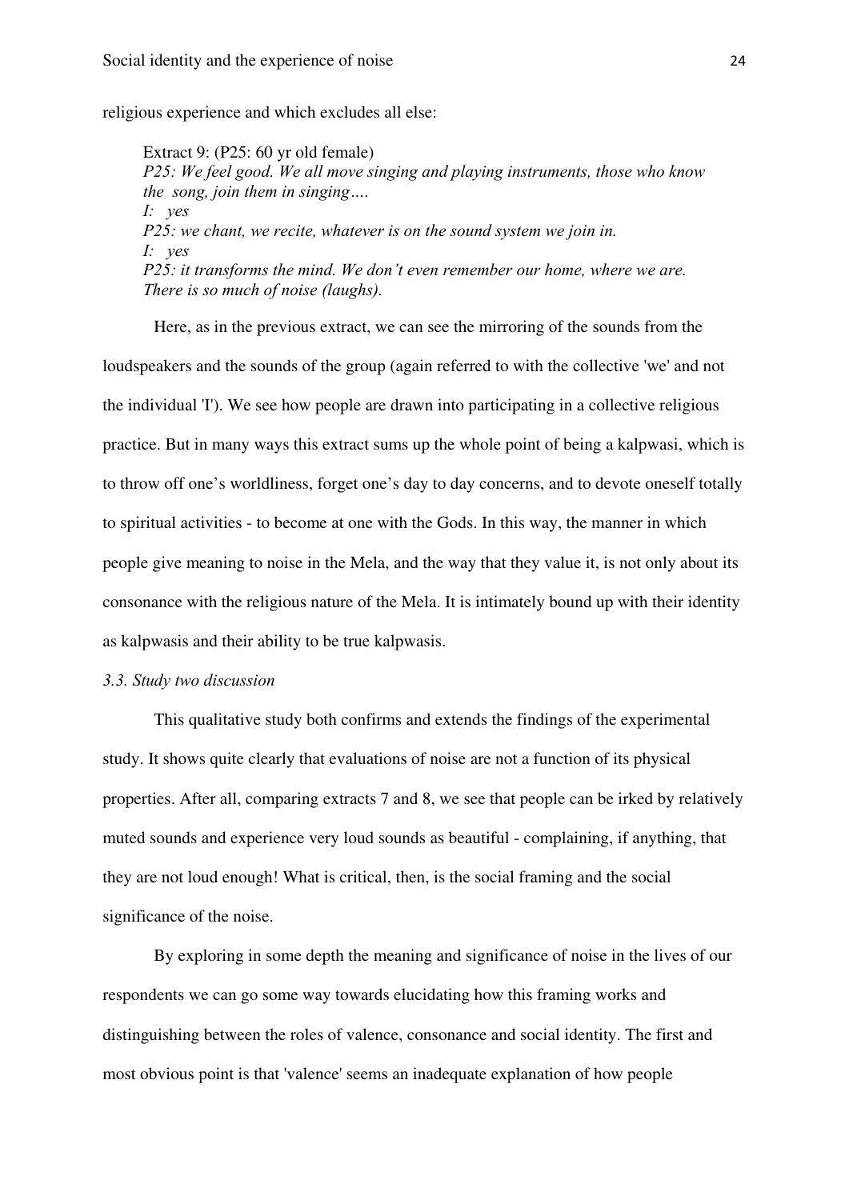religious experience and which excludes all else:

> Extract 9: (P25: 60 yr old female)
> *P25: We feel good. We all move singing and playing instruments, those who know the song, join them in singing….*
> *I: yes*
> *P25: we chant, we recite, whatever is on the sound system we join in.*
> *I: yes*
> *P25: it transforms the mind. We don't even remember our home, where we are. There is so much of noise (laughs).*

Here, as in the previous extract, we can see the mirroring of the sounds from the loudspeakers and the sounds of the group (again referred to with the collective 'we' and not the individual 'I'). We see how people are drawn into participating in a collective religious practice. But in many ways this extract sums up the whole point of being a kalpwasi, which is to throw off one's worldliness, forget one's day to day concerns, and to devote oneself totally to spiritual activities - to become at one with the Gods. In this way, the manner in which people give meaning to noise in the Mela, and the way that they value it, is not only about its consonance with the religious nature of the Mela. It is intimately bound up with their identity as kalpwasis and their ability to be true kalpwasis.

### *3.3. Study two discussion*

This qualitative study both confirms and extends the findings of the experimental study. It shows quite clearly that evaluations of noise are not a function of its physical properties. After all, comparing extracts 7 and 8, we see that people can be irked by relatively muted sounds and experience very loud sounds as beautiful - complaining, if anything, that they are not loud enough! What is critical, then, is the social framing and the social significance of the noise.

By exploring in some depth the meaning and significance of noise in the lives of our respondents we can go some way towards elucidating how this framing works and distinguishing between the roles of valence, consonance and social identity. The first and most obvious point is that 'valence' seems an inadequate explanation of how people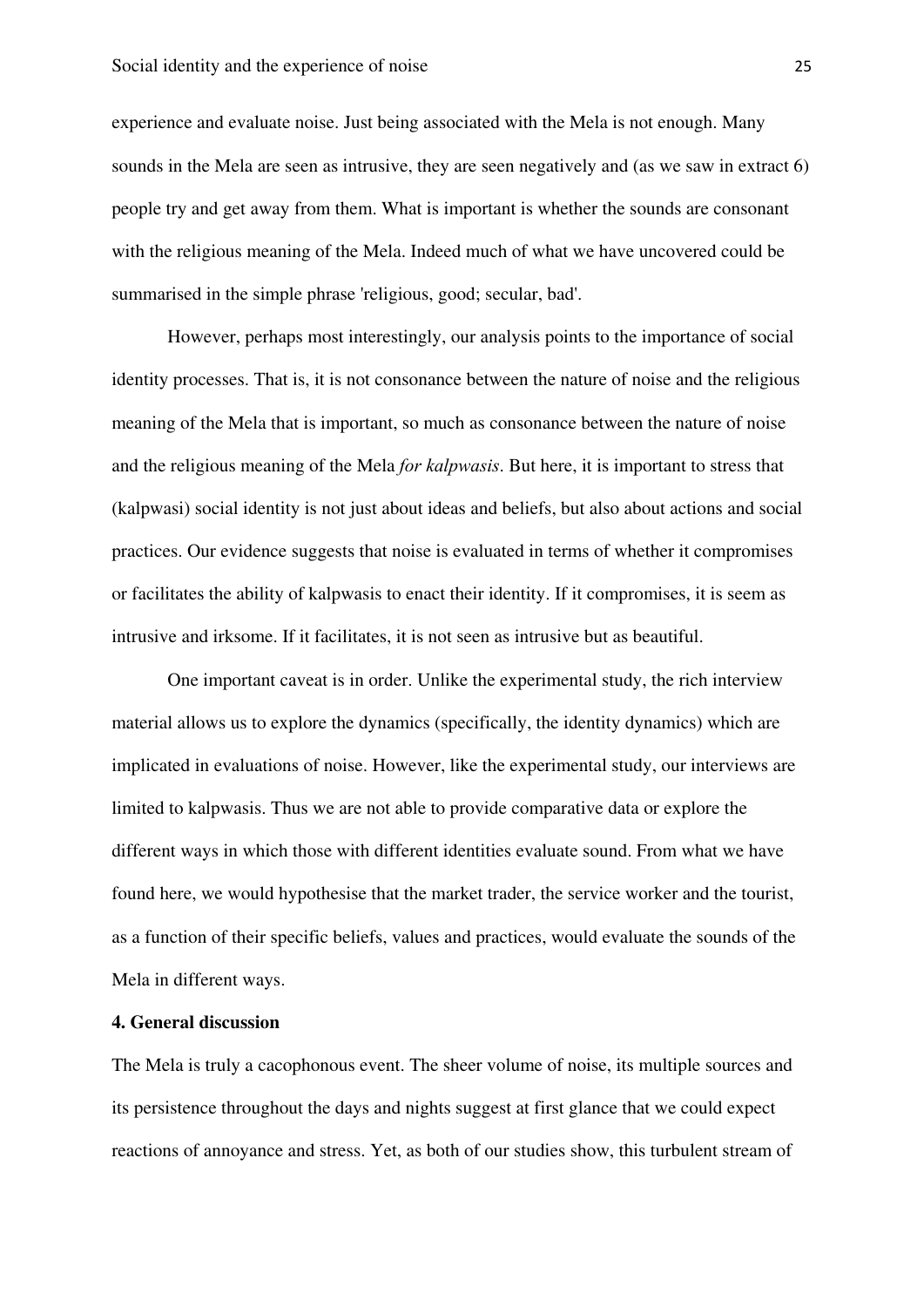experience and evaluate noise. Just being associated with the Mela is not enough. Many sounds in the Mela are seen as intrusive, they are seen negatively and (as we saw in extract 6) people try and get away from them. What is important is whether the sounds are consonant with the religious meaning of the Mela. Indeed much of what we have uncovered could be summarised in the simple phrase 'religious, good; secular, bad'.

However, perhaps most interestingly, our analysis points to the importance of social identity processes. That is, it is not consonance between the nature of noise and the religious meaning of the Mela that is important, so much as consonance between the nature of noise and the religious meaning of the Mela *for kalpwasis*. But here, it is important to stress that (kalpwasi) social identity is not just about ideas and beliefs, but also about actions and social practices. Our evidence suggests that noise is evaluated in terms of whether it compromises or facilitates the ability of kalpwasis to enact their identity. If it compromises, it is seem as intrusive and irksome. If it facilitates, it is not seen as intrusive but as beautiful.

One important caveat is in order. Unlike the experimental study, the rich interview material allows us to explore the dynamics (specifically, the identity dynamics) which are implicated in evaluations of noise. However, like the experimental study, our interviews are limited to kalpwasis. Thus we are not able to provide comparative data or explore the different ways in which those with different identities evaluate sound. From what we have found here, we would hypothesise that the market trader, the service worker and the tourist, as a function of their specific beliefs, values and practices, would evaluate the sounds of the Mela in different ways.

## 4. General discussion

The Mela is truly a cacophonous event. The sheer volume of noise, its multiple sources and its persistence throughout the days and nights suggest at first glance that we could expect reactions of annoyance and stress. Yet, as both of our studies show, this turbulent stream of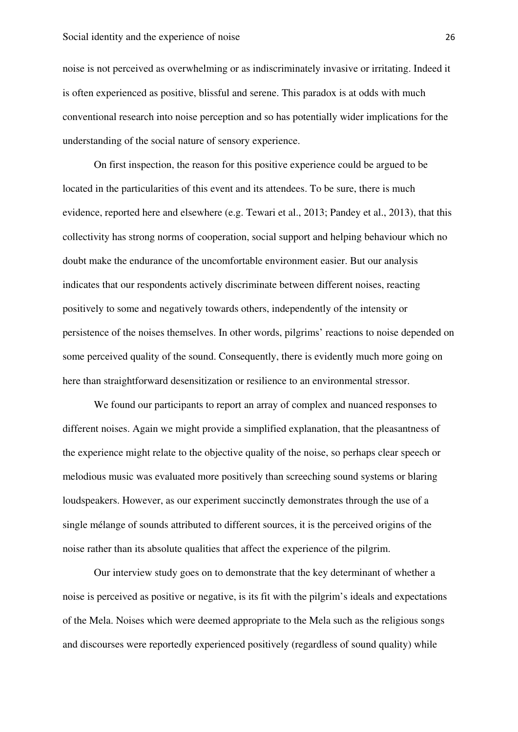noise is not perceived as overwhelming or as indiscriminately invasive or irritating. Indeed it is often experienced as positive, blissful and serene. This paradox is at odds with much conventional research into noise perception and so has potentially wider implications for the understanding of the social nature of sensory experience.

On first inspection, the reason for this positive experience could be argued to be located in the particularities of this event and its attendees. To be sure, there is much evidence, reported here and elsewhere (e.g. Tewari et al., 2013; Pandey et al., 2013), that this collectivity has strong norms of cooperation, social support and helping behaviour which no doubt make the endurance of the uncomfortable environment easier. But our analysis indicates that our respondents actively discriminate between different noises, reacting positively to some and negatively towards others, independently of the intensity or persistence of the noises themselves. In other words, pilgrims' reactions to noise depended on some perceived quality of the sound. Consequently, there is evidently much more going on here than straightforward desensitization or resilience to an environmental stressor.

We found our participants to report an array of complex and nuanced responses to different noises. Again we might provide a simplified explanation, that the pleasantness of the experience might relate to the objective quality of the noise, so perhaps clear speech or melodious music was evaluated more positively than screeching sound systems or blaring loudspeakers. However, as our experiment succinctly demonstrates through the use of a single mélange of sounds attributed to different sources, it is the perceived origins of the noise rather than its absolute qualities that affect the experience of the pilgrim.

Our interview study goes on to demonstrate that the key determinant of whether a noise is perceived as positive or negative, is its fit with the pilgrim's ideals and expectations of the Mela. Noises which were deemed appropriate to the Mela such as the religious songs and discourses were reportedly experienced positively (regardless of sound quality) while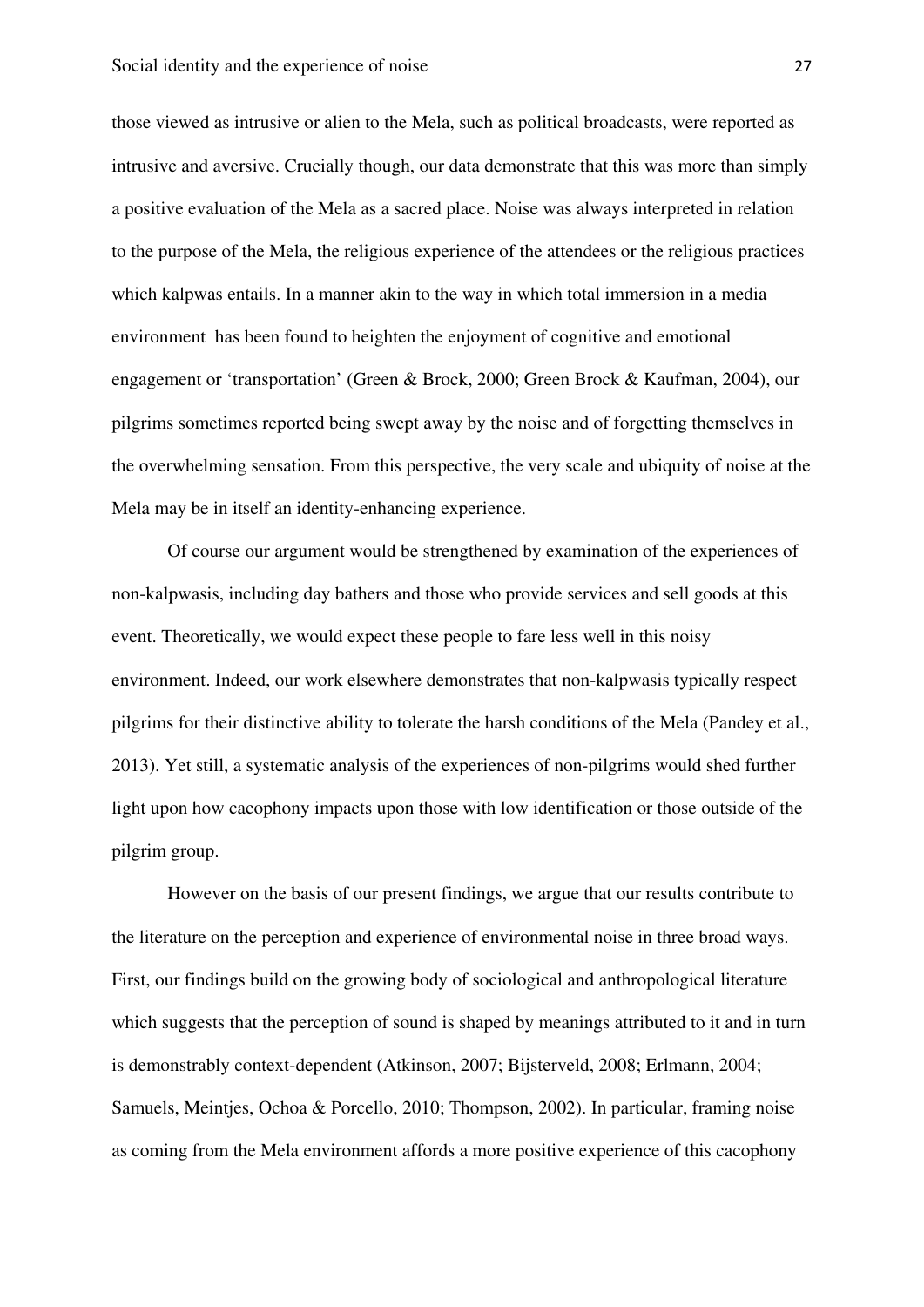those viewed as intrusive or alien to the Mela, such as political broadcasts, were reported as intrusive and aversive. Crucially though, our data demonstrate that this was more than simply a positive evaluation of the Mela as a sacred place. Noise was always interpreted in relation to the purpose of the Mela, the religious experience of the attendees or the religious practices which kalpwas entails. In a manner akin to the way in which total immersion in a media environment has been found to heighten the enjoyment of cognitive and emotional engagement or 'transportation' (Green & Brock, 2000; Green Brock & Kaufman, 2004), our pilgrims sometimes reported being swept away by the noise and of forgetting themselves in the overwhelming sensation. From this perspective, the very scale and ubiquity of noise at the Mela may be in itself an identity-enhancing experience.

Of course our argument would be strengthened by examination of the experiences of non-kalpwasis, including day bathers and those who provide services and sell goods at this event. Theoretically, we would expect these people to fare less well in this noisy environment. Indeed, our work elsewhere demonstrates that non-kalpwasis typically respect pilgrims for their distinctive ability to tolerate the harsh conditions of the Mela (Pandey et al., 2013). Yet still, a systematic analysis of the experiences of non-pilgrims would shed further light upon how cacophony impacts upon those with low identification or those outside of the pilgrim group.

However on the basis of our present findings, we argue that our results contribute to the literature on the perception and experience of environmental noise in three broad ways. First, our findings build on the growing body of sociological and anthropological literature which suggests that the perception of sound is shaped by meanings attributed to it and in turn is demonstrably context-dependent (Atkinson, 2007; Bijsterveld, 2008; Erlmann, 2004; Samuels, Meintjes, Ochoa & Porcello, 2010; Thompson, 2002). In particular, framing noise as coming from the Mela environment affords a more positive experience of this cacophony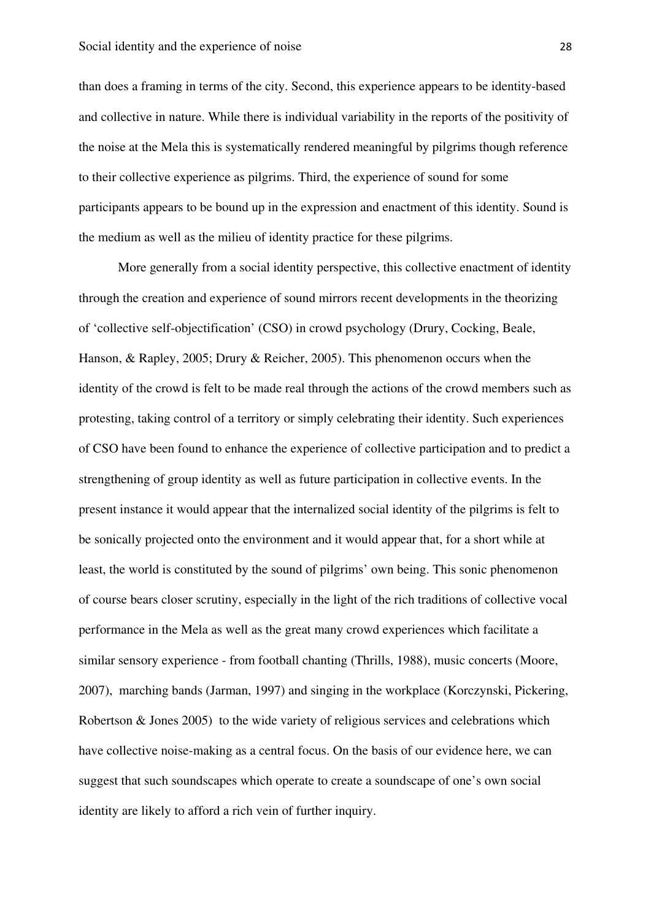than does a framing in terms of the city. Second, this experience appears to be identity-based and collective in nature. While there is individual variability in the reports of the positivity of the noise at the Mela this is systematically rendered meaningful by pilgrims though reference to their collective experience as pilgrims. Third, the experience of sound for some participants appears to be bound up in the expression and enactment of this identity. Sound is the medium as well as the milieu of identity practice for these pilgrims.

More generally from a social identity perspective, this collective enactment of identity through the creation and experience of sound mirrors recent developments in the theorizing of 'collective self-objectification' (CSO) in crowd psychology (Drury, Cocking, Beale, Hanson, & Rapley, 2005; Drury & Reicher, 2005). This phenomenon occurs when the identity of the crowd is felt to be made real through the actions of the crowd members such as protesting, taking control of a territory or simply celebrating their identity. Such experiences of CSO have been found to enhance the experience of collective participation and to predict a strengthening of group identity as well as future participation in collective events. In the present instance it would appear that the internalized social identity of the pilgrims is felt to be sonically projected onto the environment and it would appear that, for a short while at least, the world is constituted by the sound of pilgrims' own being. This sonic phenomenon of course bears closer scrutiny, especially in the light of the rich traditions of collective vocal performance in the Mela as well as the great many crowd experiences which facilitate a similar sensory experience - from football chanting (Thrills, 1988), music concerts (Moore, 2007), marching bands (Jarman, 1997) and singing in the workplace (Korczynski, Pickering, Robertson & Jones 2005) to the wide variety of religious services and celebrations which have collective noise-making as a central focus. On the basis of our evidence here, we can suggest that such soundscapes which operate to create a soundscape of one's own social identity are likely to afford a rich vein of further inquiry.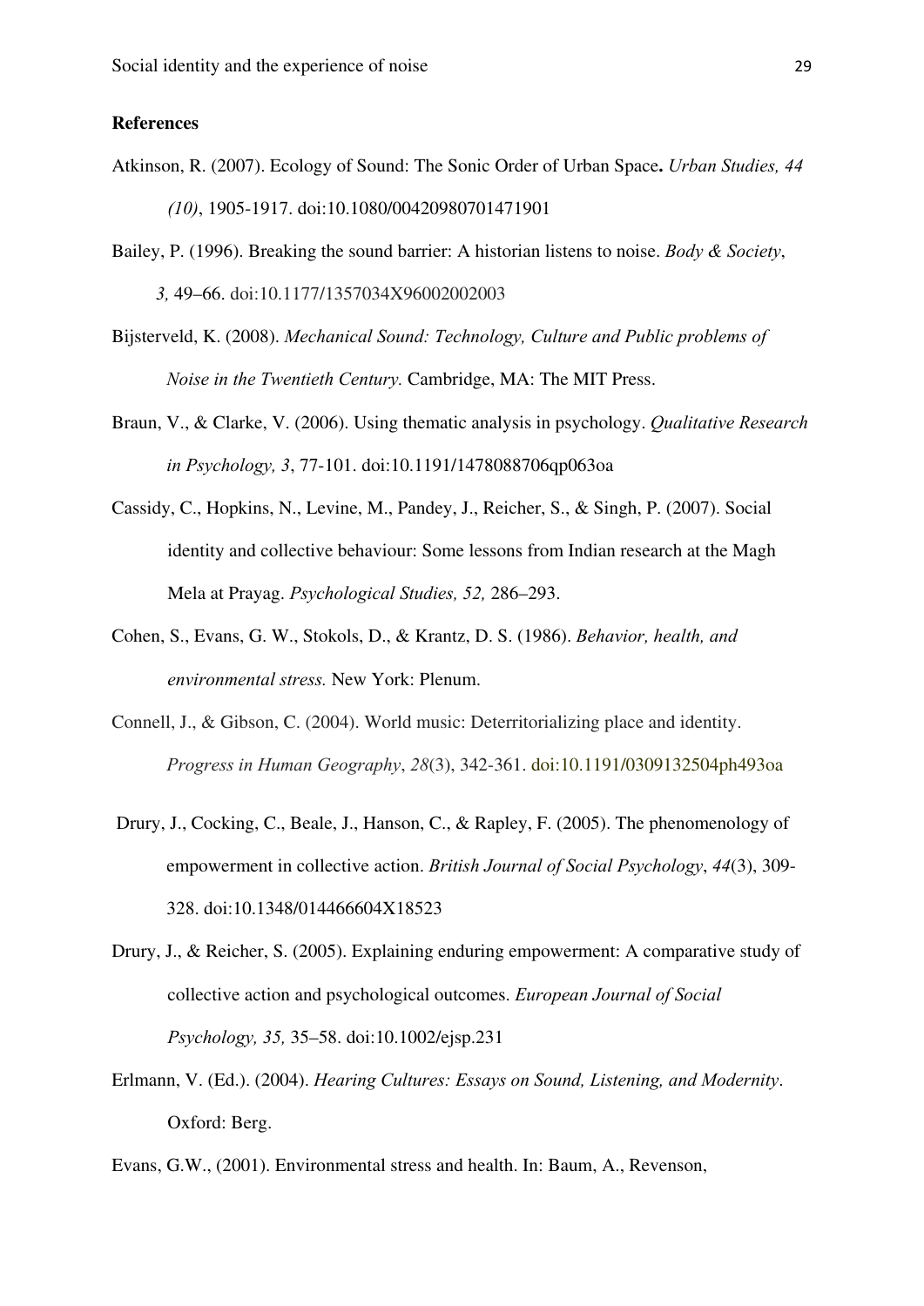**References**

Atkinson, R. (2007). Ecology of Sound: The Sonic Order of Urban Space**.** *Urban Studies, 44 (10)*, 1905-1917. doi:10.1080/00420980701471901

Bailey, P. (1996). Breaking the sound barrier: A historian listens to noise. *Body & Society*, *3,* 49–66. doi:10.1177/1357034X96002002003

Bijsterveld, K. (2008). *Mechanical Sound: Technology, Culture and Public problems of Noise in the Twentieth Century.* Cambridge, MA: The MIT Press.

Braun, V., & Clarke, V. (2006). Using thematic analysis in psychology. *Qualitative Research in Psychology, 3*, 77-101. doi:10.1191/1478088706qp063oa

Cassidy, C., Hopkins, N., Levine, M., Pandey, J., Reicher, S., & Singh, P. (2007). Social identity and collective behaviour: Some lessons from Indian research at the Magh Mela at Prayag. *Psychological Studies, 52,* 286–293.

Cohen, S., Evans, G. W., Stokols, D., & Krantz, D. S. (1986). *Behavior, health, and environmental stress.* New York: Plenum.

Connell, J., & Gibson, C. (2004). World music: Deterritorializing place and identity. *Progress in Human Geography*, *28*(3), 342-361. doi:10.1191/0309132504ph493oa

Drury, J., Cocking, C., Beale, J., Hanson, C., & Rapley, F. (2005). The phenomenology of empowerment in collective action. *British Journal of Social Psychology*, *44*(3), 309-328. doi:10.1348/014466604X18523

Drury, J., & Reicher, S. (2005). Explaining enduring empowerment: A comparative study of collective action and psychological outcomes. *European Journal of Social Psychology, 35,* 35–58. doi:10.1002/ejsp.231

Erlmann, V. (Ed.). (2004). *Hearing Cultures: Essays on Sound, Listening, and Modernity*. Oxford: Berg.

Evans, G.W., (2001). Environmental stress and health. In: Baum, A., Revenson,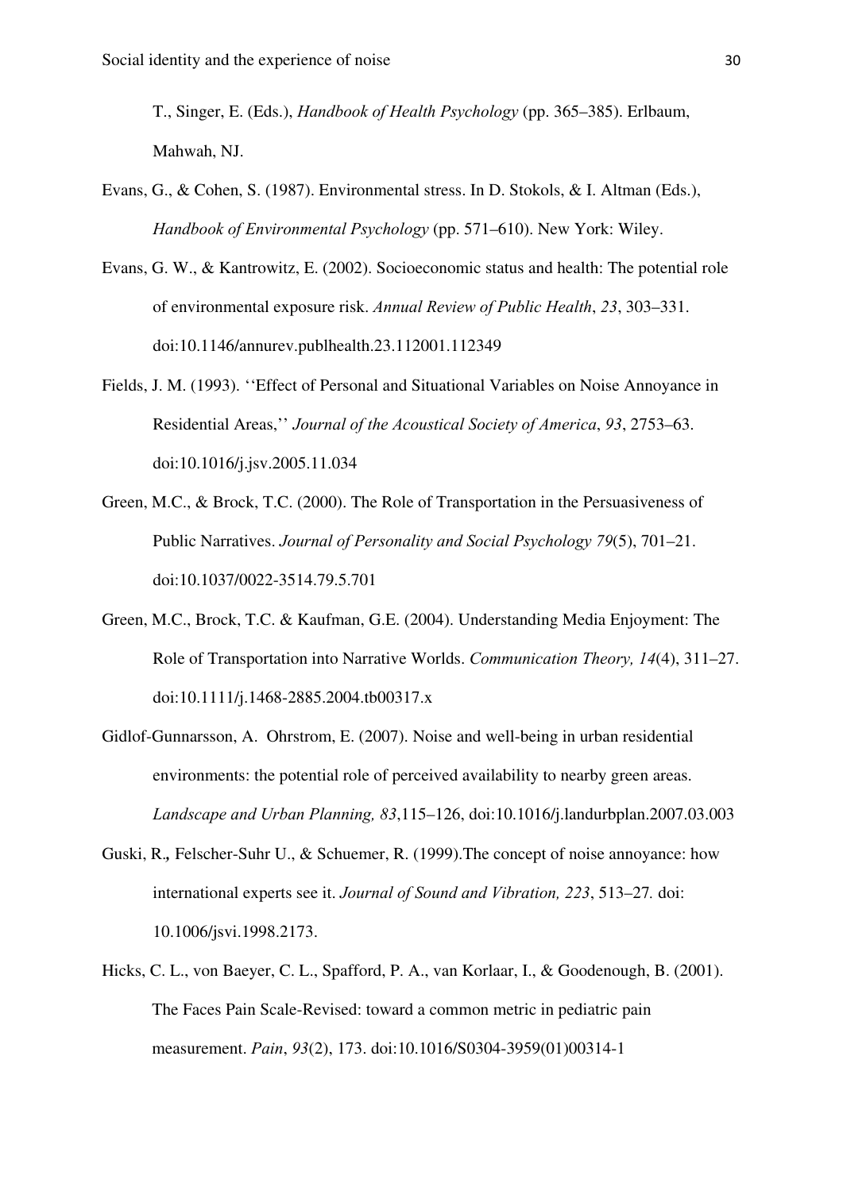T., Singer, E. (Eds.), *Handbook of Health Psychology* (pp. 365–385). Erlbaum, Mahwah, NJ.

Evans, G., & Cohen, S. (1987). Environmental stress. In D. Stokols, & I. Altman (Eds.), *Handbook of Environmental Psychology* (pp. 571–610). New York: Wiley.

Evans, G. W., & Kantrowitz, E. (2002). Socioeconomic status and health: The potential role of environmental exposure risk. *Annual Review of Public Health*, *23*, 303–331. doi:10.1146/annurev.publhealth.23.112001.112349

Fields, J. M. (1993). ''Effect of Personal and Situational Variables on Noise Annoyance in Residential Areas,'' *Journal of the Acoustical Society of America*, *93*, 2753–63. doi:10.1016/j.jsv.2005.11.034

Green, M.C., & Brock, T.C. (2000). The Role of Transportation in the Persuasiveness of Public Narratives. *Journal of Personality and Social Psychology 79*(5), 701–21. doi:10.1037/0022-3514.79.5.701

Green, M.C., Brock, T.C. & Kaufman, G.E. (2004). Understanding Media Enjoyment: The Role of Transportation into Narrative Worlds. *Communication Theory, 14*(4), 311–27. doi:10.1111/j.1468-2885.2004.tb00317.x

Gidlof-Gunnarsson, A. Ohrstrom, E. (2007). Noise and well-being in urban residential environments: the potential role of perceived availability to nearby green areas. *Landscape and Urban Planning, 83*,115–126, doi:10.1016/j.landurbplan.2007.03.003

Guski, R., Felscher-Suhr U., & Schuemer, R. (1999).The concept of noise annoyance: how international experts see it. *Journal of Sound and Vibration, 223*, 513–27. doi: 10.1006/jsvi.1998.2173.

Hicks, C. L., von Baeyer, C. L., Spafford, P. A., van Korlaar, I., & Goodenough, B. (2001). The Faces Pain Scale-Revised: toward a common metric in pediatric pain measurement. *Pain*, *93*(2), 173. doi:10.1016/S0304-3959(01)00314-1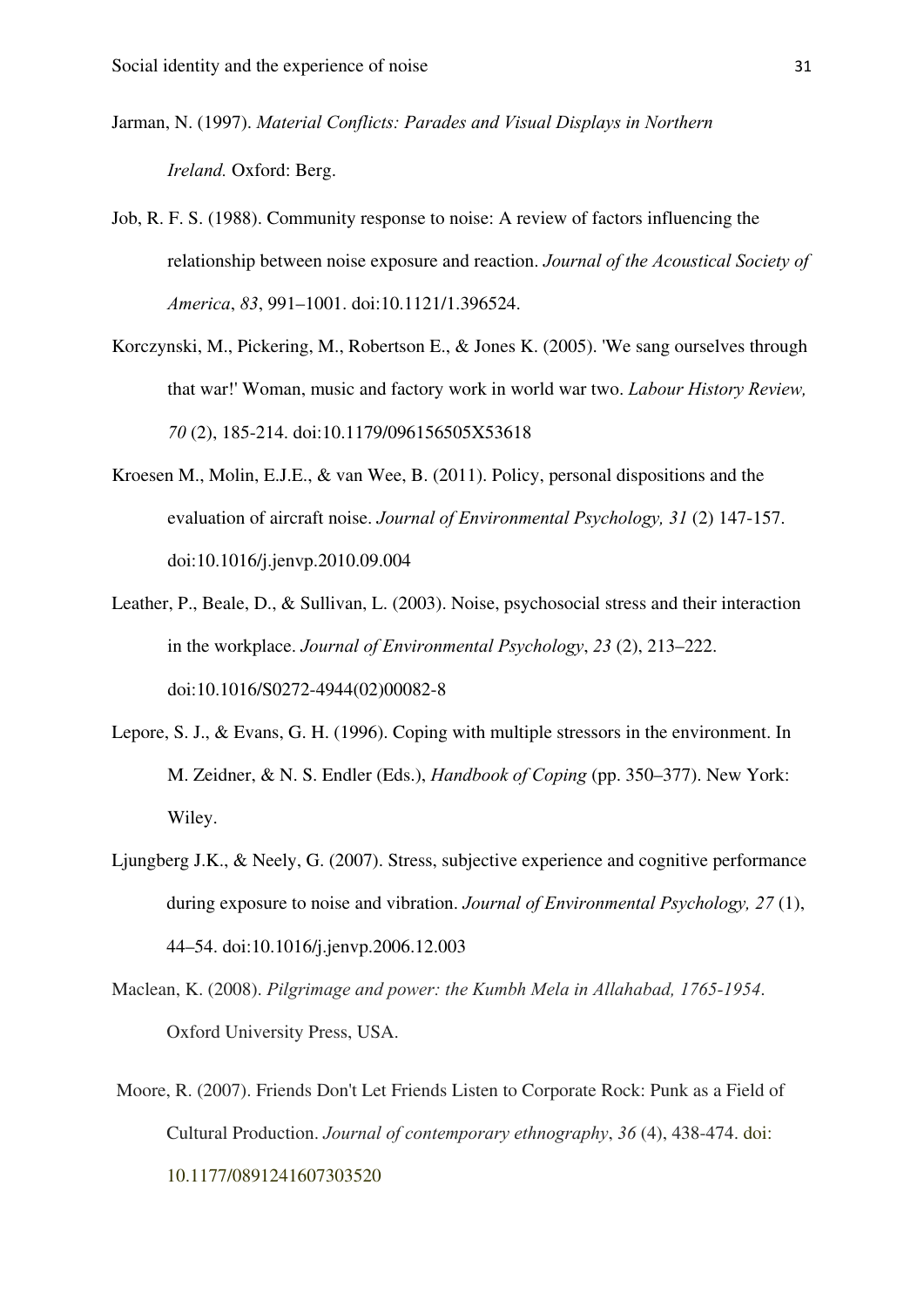Jarman, N. (1997). *Material Conflicts: Parades and Visual Displays in Northern Ireland.* Oxford: Berg.

Job, R. F. S. (1988). Community response to noise: A review of factors influencing the relationship between noise exposure and reaction. *Journal of the Acoustical Society of America*, *83*, 991–1001. doi:10.1121/1.396524.

Korczynski, M., Pickering, M., Robertson E., & Jones K. (2005). 'We sang ourselves through that war!' Woman, music and factory work in world war two. *Labour History Review, 70* (2), 185-214. doi:10.1179/096156505X53618

Kroesen M., Molin, E.J.E., & van Wee, B. (2011). Policy, personal dispositions and the evaluation of aircraft noise. *Journal of Environmental Psychology, 31* (2) 147-157. doi:10.1016/j.jenvp.2010.09.004

Leather, P., Beale, D., & Sullivan, L. (2003). Noise, psychosocial stress and their interaction in the workplace. *Journal of Environmental Psychology*, *23* (2), 213–222. doi:10.1016/S0272-4944(02)00082-8

Lepore, S. J., & Evans, G. H. (1996). Coping with multiple stressors in the environment. In M. Zeidner, & N. S. Endler (Eds.), *Handbook of Coping* (pp. 350–377). New York: Wiley.

Ljungberg J.K., & Neely, G. (2007). Stress, subjective experience and cognitive performance during exposure to noise and vibration. *Journal of Environmental Psychology, 27* (1), 44–54. doi:10.1016/j.jenvp.2006.12.003

Maclean, K. (2008). *Pilgrimage and power: the Kumbh Mela in Allahabad, 1765-1954*. Oxford University Press, USA.

Moore, R. (2007). Friends Don't Let Friends Listen to Corporate Rock: Punk as a Field of Cultural Production. *Journal of contemporary ethnography*, *36* (4), 438-474. doi: 10.1177/0891241607303520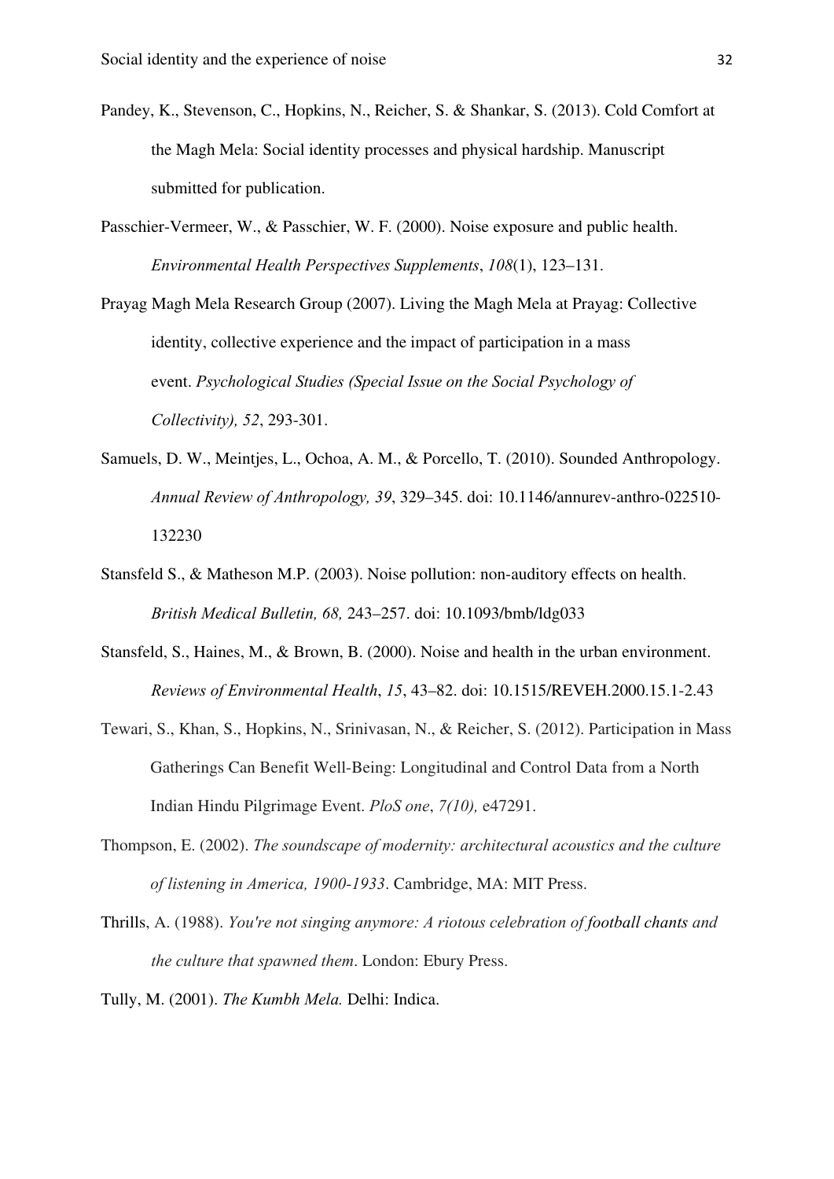Pandey, K., Stevenson, C., Hopkins, N., Reicher, S. & Shankar, S. (2013). Cold Comfort at the Magh Mela: Social identity processes and physical hardship. Manuscript submitted for publication.

Passchier-Vermeer, W., & Passchier, W. F. (2000). Noise exposure and public health. *Environmental Health Perspectives Supplements*, *108*(1), 123–131.

Prayag Magh Mela Research Group (2007). Living the Magh Mela at Prayag: Collective identity, collective experience and the impact of participation in a mass event. *Psychological Studies (Special Issue on the Social Psychology of Collectivity), 52*, 293-301.

Samuels, D. W., Meintjes, L., Ochoa, A. M., & Porcello, T. (2010). Sounded Anthropology. *Annual Review of Anthropology, 39*, 329–345. doi: 10.1146/annurev-anthro-022510-132230

Stansfeld S., & Matheson M.P. (2003). Noise pollution: non-auditory effects on health. *British Medical Bulletin, 68,* 243–257. doi: 10.1093/bmb/ldg033

Stansfeld, S., Haines, M., & Brown, B. (2000). Noise and health in the urban environment. *Reviews of Environmental Health*, *15*, 43–82. doi: 10.1515/REVEH.2000.15.1-2.43

Tewari, S., Khan, S., Hopkins, N., Srinivasan, N., & Reicher, S. (2012). Participation in Mass Gatherings Can Benefit Well-Being: Longitudinal and Control Data from a North Indian Hindu Pilgrimage Event. *PloS one*, *7(10),* e47291.

Thompson, E. (2002). *The soundscape of modernity: architectural acoustics and the culture of listening in America, 1900-1933*. Cambridge, MA: MIT Press.

Thrills, A. (1988). *You're not singing anymore: A riotous celebration of football chants and the culture that spawned them*. London: Ebury Press.

Tully, M. (2001). *The Kumbh Mela.* Delhi: Indica.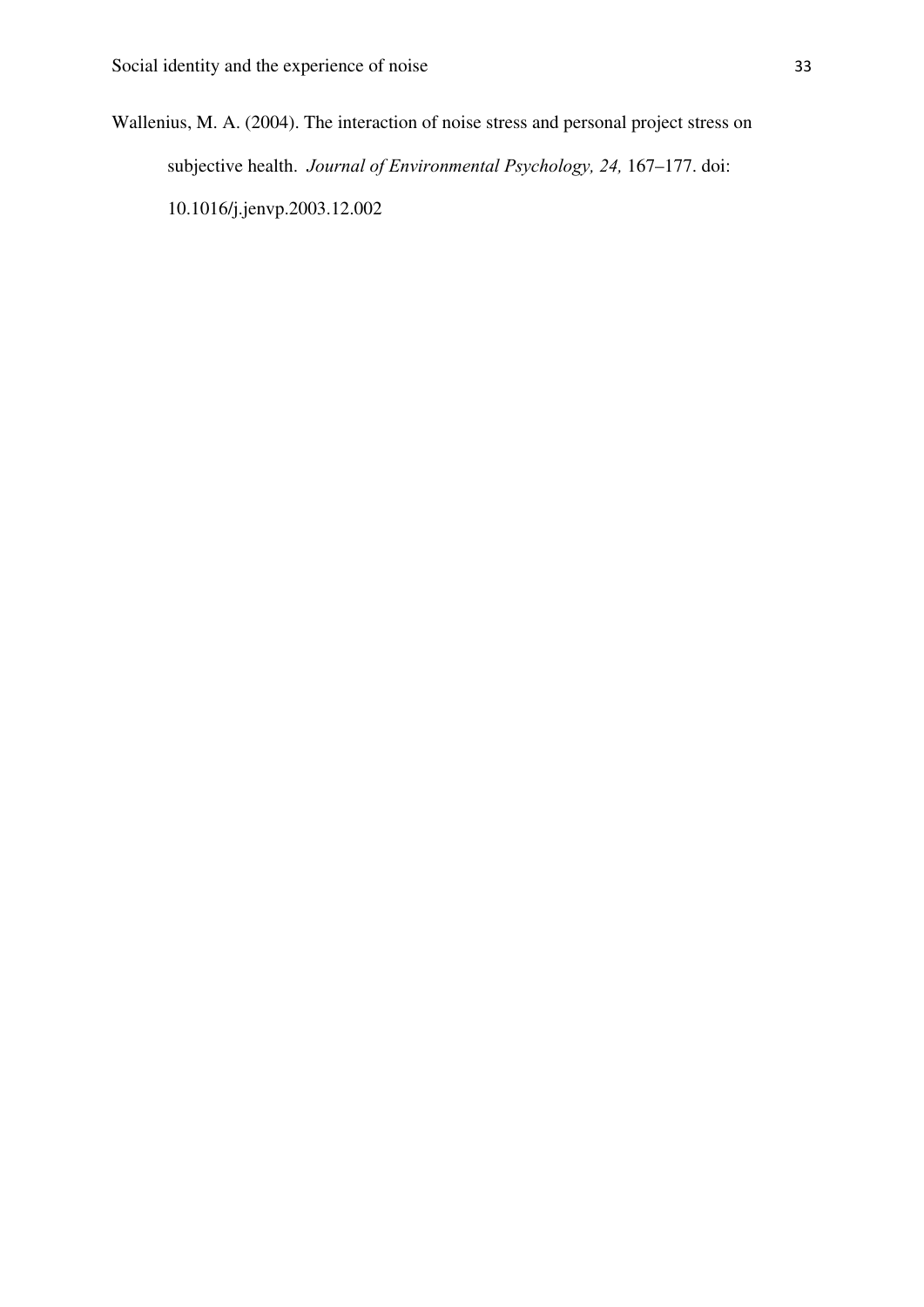Wallenius, M. A. (2004). The interaction of noise stress and personal project stress on subjective health. *Journal of Environmental Psychology, 24,* 167–177. doi: 10.1016/j.jenvp.2003.12.002